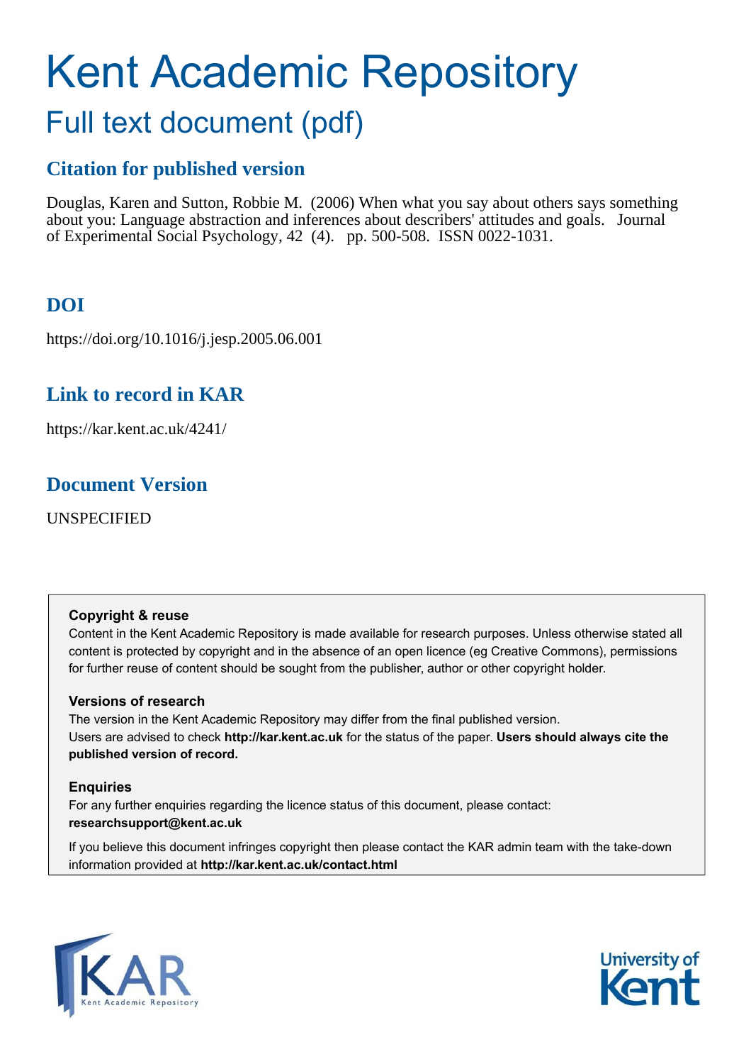# Kent Academic Repository

## Full text document (pdf)

### Citation for published version

Douglas, Karen and Sutton, Robbie M. (2006) When what you say about others says something about you: Language abstraction and inferences about describers' attitudes and goals. Journal of Experimental Social Psychology, 42 (4). pp. 500-508. ISSN 0022-1031.

### DOI

https://doi.org/10.1016/j.jesp.2005.06.001

### Link to record in KAR

https://kar.kent.ac.uk/4241/

### Document Version

UNSPECIFIED

**Copyright & reuse**

Content in the Kent Academic Repository is made available for research purposes. Unless otherwise stated all content is protected by copyright and in the absence of an open licence (eg Creative Commons), permissions for further reuse of content should be sought from the publisher, author or other copyright holder.

**Versions of research**

The version in the Kent Academic Repository may differ from the final published version.
Users are advised to check **http://kar.kent.ac.uk** for the status of the paper. **Users should always cite the published version of record.**

**Enquiries**

For any further enquiries regarding the licence status of this document, please contact:
**researchsupport@kent.ac.uk**

If you believe this document infringes copyright then please contact the KAR admin team with the take-down information provided at **http://kar.kent.ac.uk/contact.html**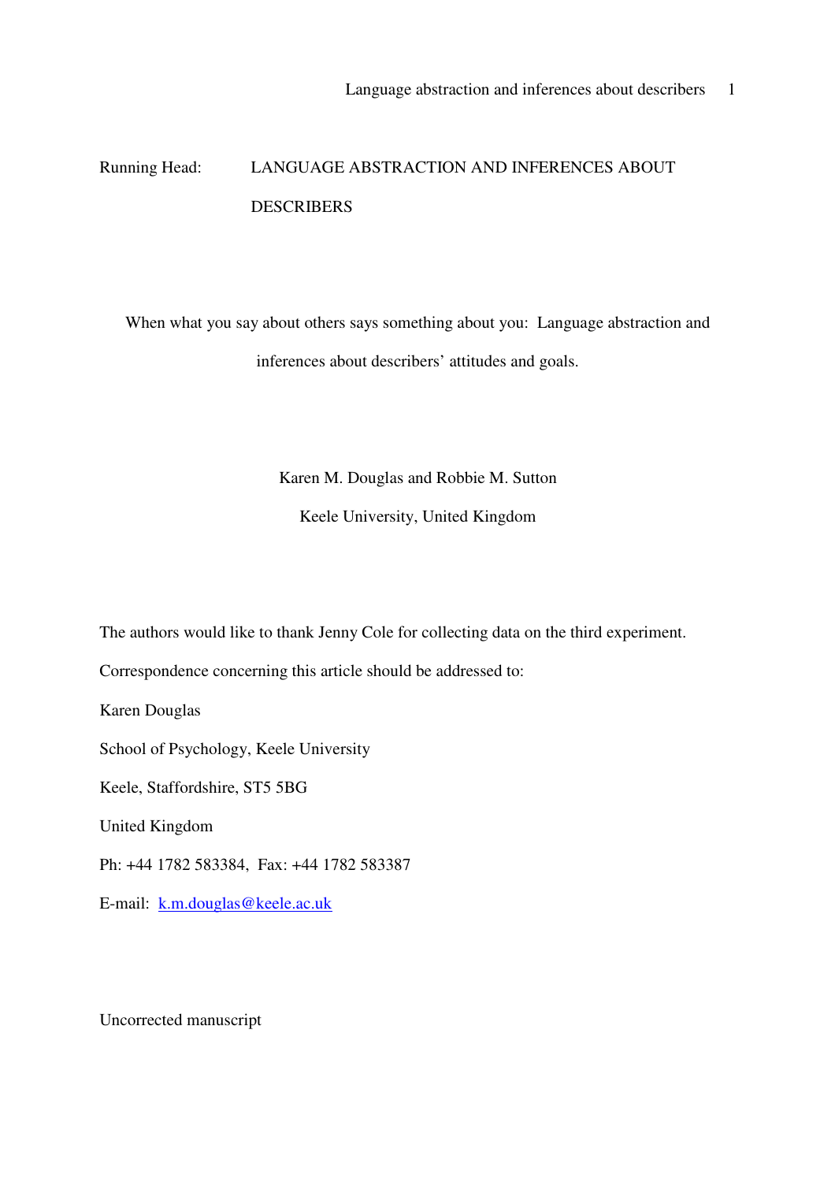Running Head: LANGUAGE ABSTRACTION AND INFERENCES ABOUT DESCRIBERS

# When what you say about others says something about you: Language abstraction and inferences about describers' attitudes and goals.

Karen M. Douglas and Robbie M. Sutton

Keele University, United Kingdom

The authors would like to thank Jenny Cole for collecting data on the third experiment.

Correspondence concerning this article should be addressed to:

Karen Douglas

School of Psychology, Keele University

Keele, Staffordshire, ST5 5BG

United Kingdom

Ph: +44 1782 583384, Fax: +44 1782 583387

E-mail: k.m.douglas@keele.ac.uk

Uncorrected manuscript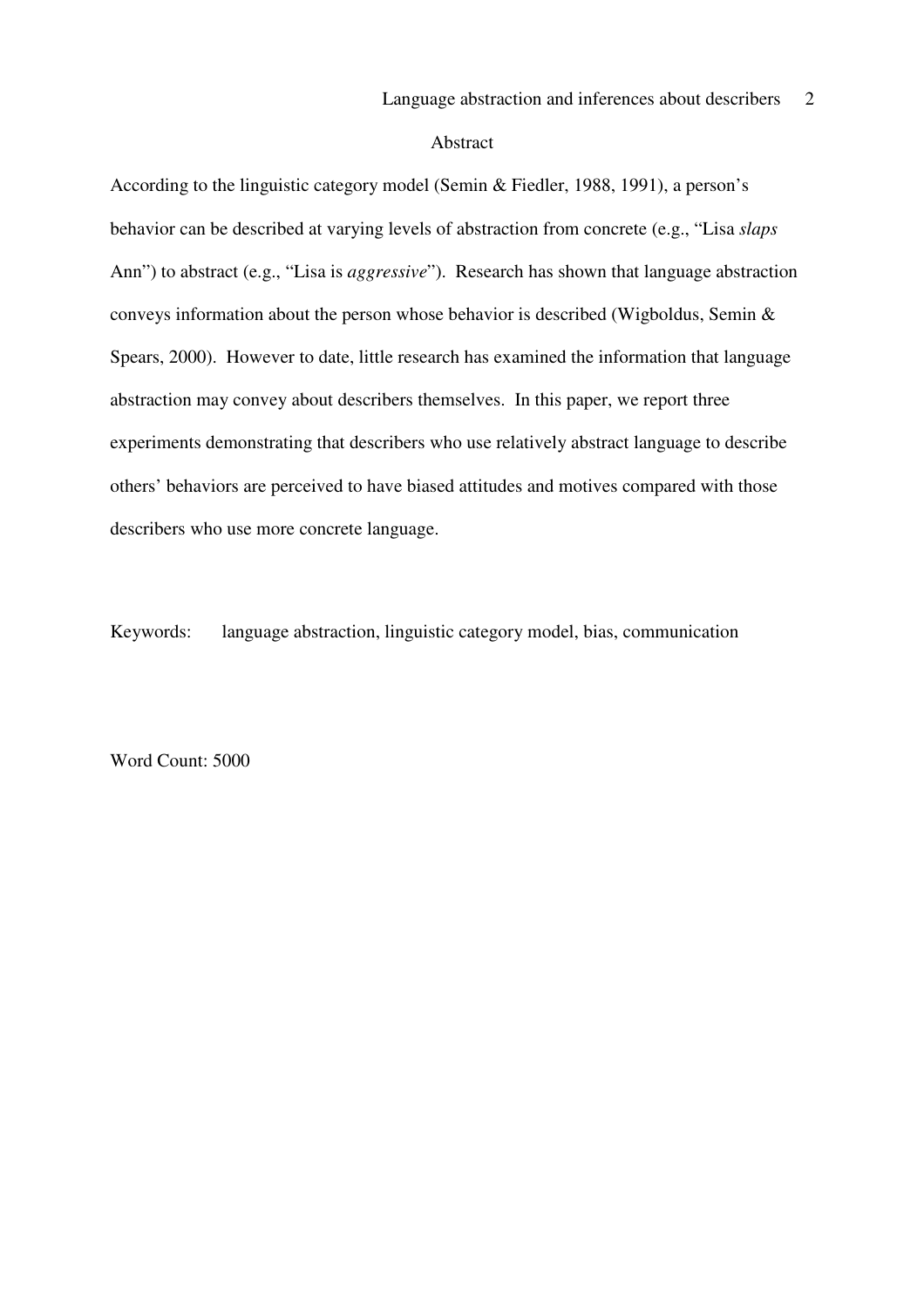# Abstract

According to the linguistic category model (Semin & Fiedler, 1988, 1991), a person's behavior can be described at varying levels of abstraction from concrete (e.g., "Lisa *slaps* Ann") to abstract (e.g., "Lisa is *aggressive*"). Research has shown that language abstraction conveys information about the person whose behavior is described (Wigboldus, Semin & Spears, 2000). However to date, little research has examined the information that language abstraction may convey about describers themselves. In this paper, we report three experiments demonstrating that describers who use relatively abstract language to describe others' behaviors are perceived to have biased attitudes and motives compared with those describers who use more concrete language.

Keywords: language abstraction, linguistic category model, bias, communication

Word Count: 5000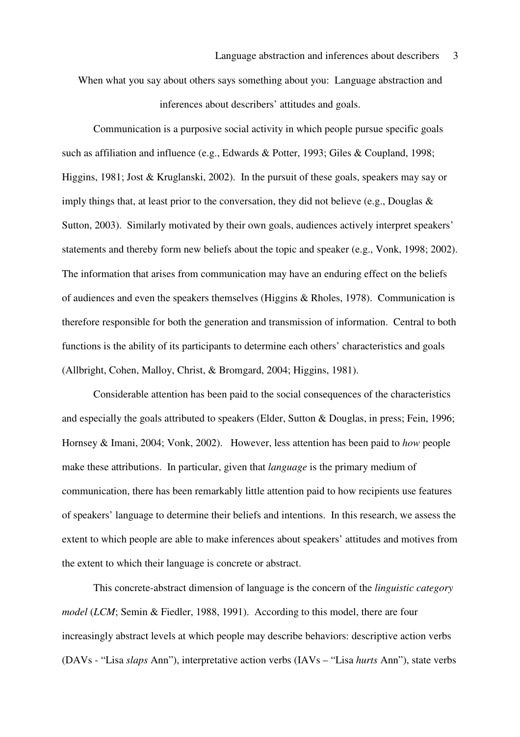When what you say about others says something about you: Language abstraction and inferences about describers' attitudes and goals.

Communication is a purposive social activity in which people pursue specific goals such as affiliation and influence (e.g., Edwards & Potter, 1993; Giles & Coupland, 1998; Higgins, 1981; Jost & Kruglanski, 2002). In the pursuit of these goals, speakers may say or imply things that, at least prior to the conversation, they did not believe (e.g., Douglas & Sutton, 2003). Similarly motivated by their own goals, audiences actively interpret speakers' statements and thereby form new beliefs about the topic and speaker (e.g., Vonk, 1998; 2002). The information that arises from communication may have an enduring effect on the beliefs of audiences and even the speakers themselves (Higgins & Rholes, 1978). Communication is therefore responsible for both the generation and transmission of information. Central to both functions is the ability of its participants to determine each others' characteristics and goals (Allbright, Cohen, Malloy, Christ, & Bromgard, 2004; Higgins, 1981).

Considerable attention has been paid to the social consequences of the characteristics and especially the goals attributed to speakers (Elder, Sutton & Douglas, in press; Fein, 1996; Hornsey & Imani, 2004; Vonk, 2002). However, less attention has been paid to *how* people make these attributions. In particular, given that *language* is the primary medium of communication, there has been remarkably little attention paid to how recipients use features of speakers' language to determine their beliefs and intentions. In this research, we assess the extent to which people are able to make inferences about speakers' attitudes and motives from the extent to which their language is concrete or abstract.

This concrete-abstract dimension of language is the concern of the *linguistic category model* (*LCM*; Semin & Fiedler, 1988, 1991). According to this model, there are four increasingly abstract levels at which people may describe behaviors: descriptive action verbs (DAVs - "Lisa *slaps* Ann"), interpretative action verbs (IAVs – "Lisa *hurts* Ann"), state verbs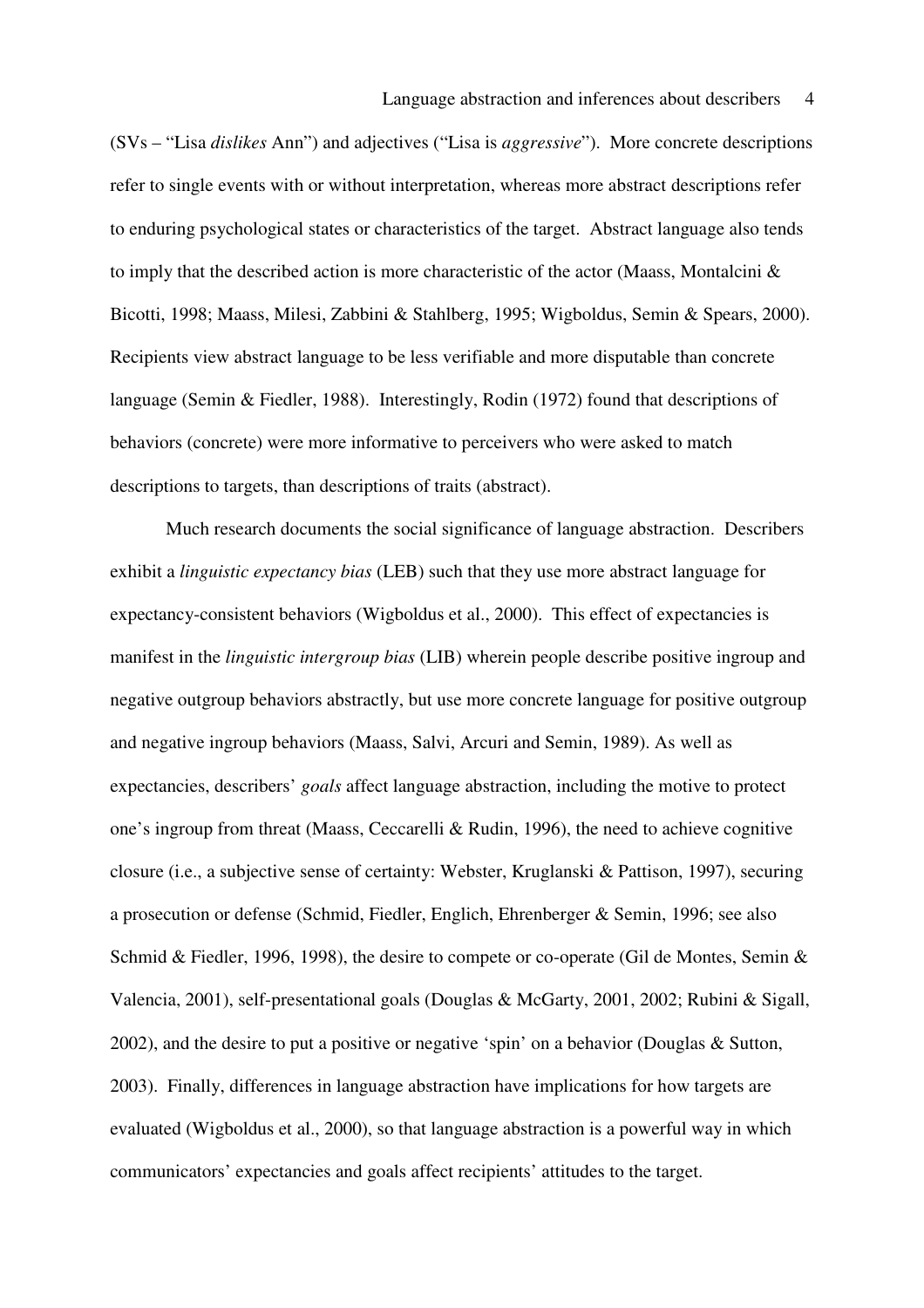(SVs – "Lisa *dislikes* Ann") and adjectives ("Lisa is *aggressive*"). More concrete descriptions refer to single events with or without interpretation, whereas more abstract descriptions refer to enduring psychological states or characteristics of the target. Abstract language also tends to imply that the described action is more characteristic of the actor (Maass, Montalcini & Bicotti, 1998; Maass, Milesi, Zabbini & Stahlberg, 1995; Wigboldus, Semin & Spears, 2000). Recipients view abstract language to be less verifiable and more disputable than concrete language (Semin & Fiedler, 1988). Interestingly, Rodin (1972) found that descriptions of behaviors (concrete) were more informative to perceivers who were asked to match descriptions to targets, than descriptions of traits (abstract).

Much research documents the social significance of language abstraction. Describers exhibit a *linguistic expectancy bias* (LEB) such that they use more abstract language for expectancy-consistent behaviors (Wigboldus et al., 2000). This effect of expectancies is manifest in the *linguistic intergroup bias* (LIB) wherein people describe positive ingroup and negative outgroup behaviors abstractly, but use more concrete language for positive outgroup and negative ingroup behaviors (Maass, Salvi, Arcuri and Semin, 1989). As well as expectancies, describers' *goals* affect language abstraction, including the motive to protect one's ingroup from threat (Maass, Ceccarelli & Rudin, 1996), the need to achieve cognitive closure (i.e., a subjective sense of certainty: Webster, Kruglanski & Pattison, 1997), securing a prosecution or defense (Schmid, Fiedler, Englich, Ehrenberger & Semin, 1996; see also Schmid & Fiedler, 1996, 1998), the desire to compete or co-operate (Gil de Montes, Semin & Valencia, 2001), self-presentational goals (Douglas & McGarty, 2001, 2002; Rubini & Sigall, 2002), and the desire to put a positive or negative 'spin' on a behavior (Douglas & Sutton, 2003). Finally, differences in language abstraction have implications for how targets are evaluated (Wigboldus et al., 2000), so that language abstraction is a powerful way in which communicators' expectancies and goals affect recipients' attitudes to the target.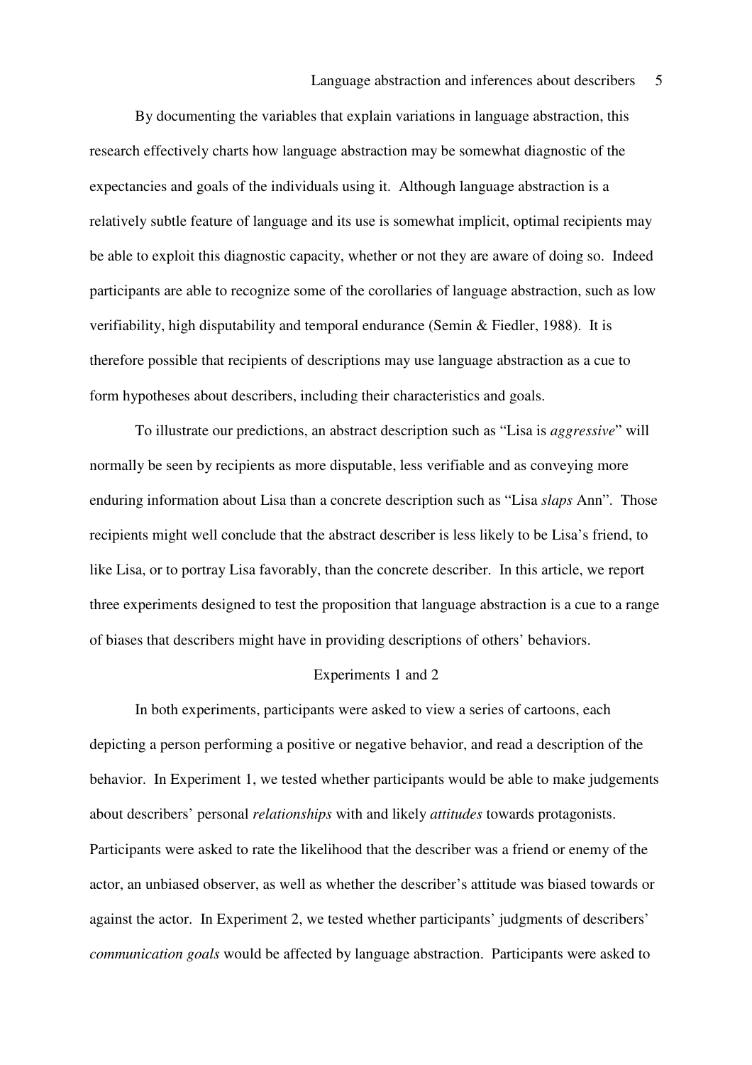By documenting the variables that explain variations in language abstraction, this research effectively charts how language abstraction may be somewhat diagnostic of the expectancies and goals of the individuals using it. Although language abstraction is a relatively subtle feature of language and its use is somewhat implicit, optimal recipients may be able to exploit this diagnostic capacity, whether or not they are aware of doing so. Indeed participants are able to recognize some of the corollaries of language abstraction, such as low verifiability, high disputability and temporal endurance (Semin & Fiedler, 1988). It is therefore possible that recipients of descriptions may use language abstraction as a cue to form hypotheses about describers, including their characteristics and goals.

To illustrate our predictions, an abstract description such as "Lisa is *aggressive*" will normally be seen by recipients as more disputable, less verifiable and as conveying more enduring information about Lisa than a concrete description such as "Lisa *slaps* Ann". Those recipients might well conclude that the abstract describer is less likely to be Lisa's friend, to like Lisa, or to portray Lisa favorably, than the concrete describer. In this article, we report three experiments designed to test the proposition that language abstraction is a cue to a range of biases that describers might have in providing descriptions of others' behaviors.

## Experiments 1 and 2

In both experiments, participants were asked to view a series of cartoons, each depicting a person performing a positive or negative behavior, and read a description of the behavior. In Experiment 1, we tested whether participants would be able to make judgements about describers' personal *relationships* with and likely *attitudes* towards protagonists. Participants were asked to rate the likelihood that the describer was a friend or enemy of the actor, an unbiased observer, as well as whether the describer's attitude was biased towards or against the actor. In Experiment 2, we tested whether participants' judgments of describers' *communication goals* would be affected by language abstraction. Participants were asked to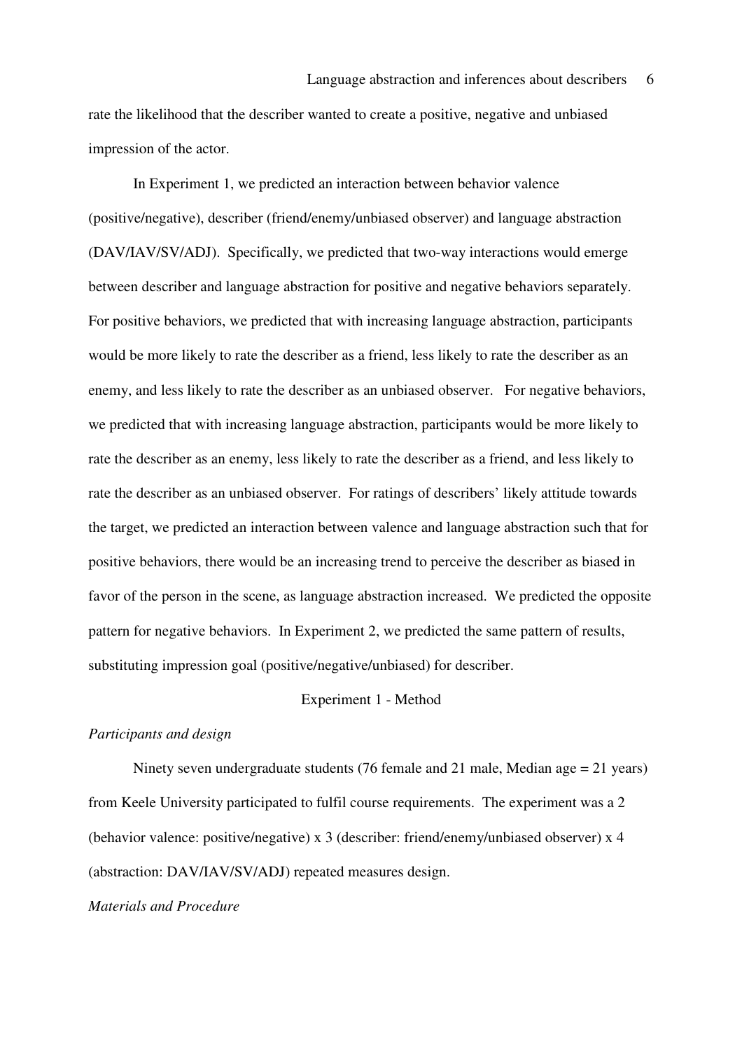rate the likelihood that the describer wanted to create a positive, negative and unbiased impression of the actor.

In Experiment 1, we predicted an interaction between behavior valence (positive/negative), describer (friend/enemy/unbiased observer) and language abstraction (DAV/IAV/SV/ADJ). Specifically, we predicted that two-way interactions would emerge between describer and language abstraction for positive and negative behaviors separately. For positive behaviors, we predicted that with increasing language abstraction, participants would be more likely to rate the describer as a friend, less likely to rate the describer as an enemy, and less likely to rate the describer as an unbiased observer. For negative behaviors, we predicted that with increasing language abstraction, participants would be more likely to rate the describer as an enemy, less likely to rate the describer as a friend, and less likely to rate the describer as an unbiased observer. For ratings of describers' likely attitude towards the target, we predicted an interaction between valence and language abstraction such that for positive behaviors, there would be an increasing trend to perceive the describer as biased in favor of the person in the scene, as language abstraction increased. We predicted the opposite pattern for negative behaviors. In Experiment 2, we predicted the same pattern of results, substituting impression goal (positive/negative/unbiased) for describer.

## Experiment 1 - Method

### *Participants and design*

Ninety seven undergraduate students (76 female and 21 male, Median age = 21 years) from Keele University participated to fulfil course requirements. The experiment was a 2 (behavior valence: positive/negative) x 3 (describer: friend/enemy/unbiased observer) x 4 (abstraction: DAV/IAV/SV/ADJ) repeated measures design.

### *Materials and Procedure*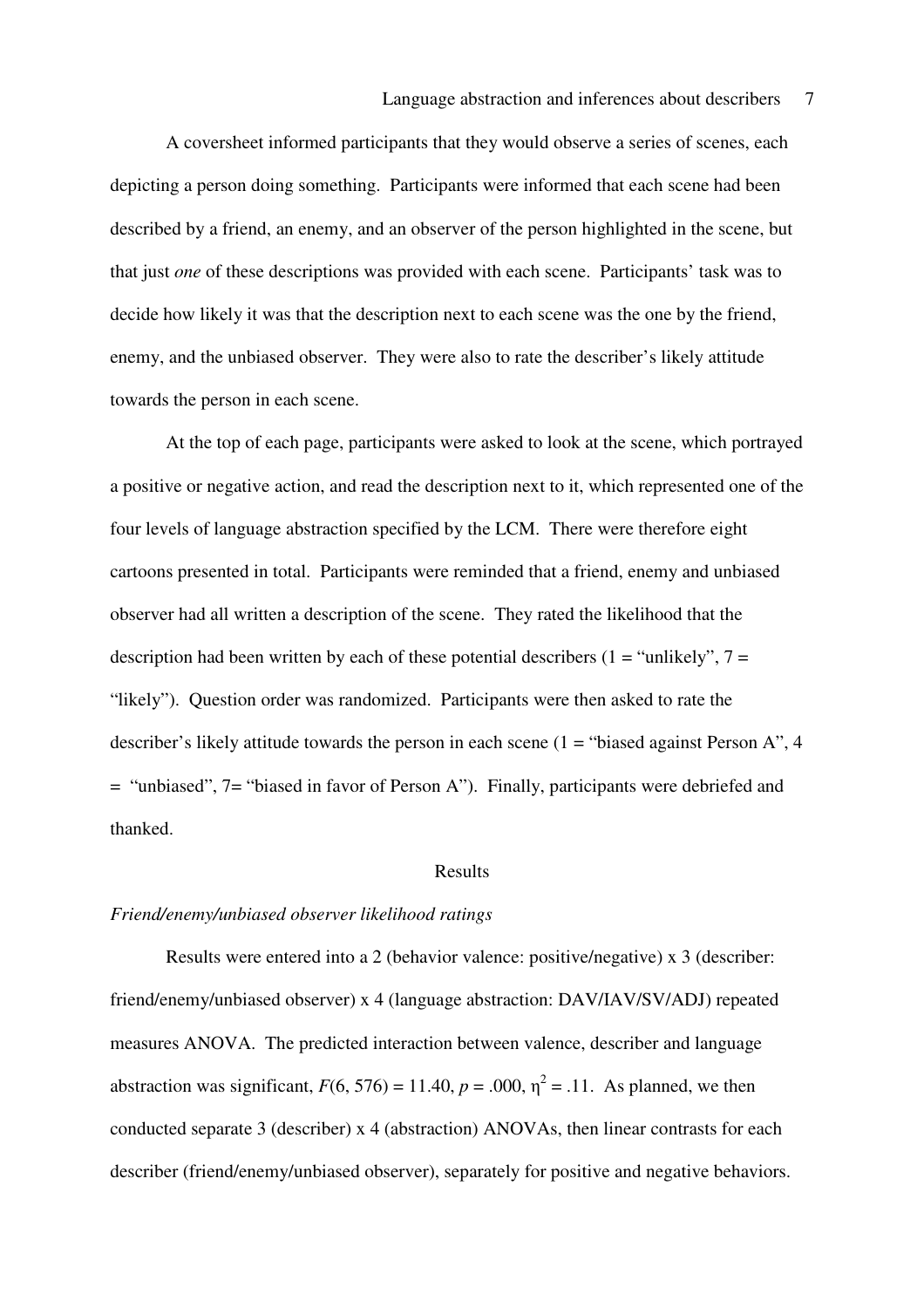A coversheet informed participants that they would observe a series of scenes, each depicting a person doing something. Participants were informed that each scene had been described by a friend, an enemy, and an observer of the person highlighted in the scene, but that just *one* of these descriptions was provided with each scene. Participants' task was to decide how likely it was that the description next to each scene was the one by the friend, enemy, and the unbiased observer. They were also to rate the describer's likely attitude towards the person in each scene.

At the top of each page, participants were asked to look at the scene, which portrayed a positive or negative action, and read the description next to it, which represented one of the four levels of language abstraction specified by the LCM. There were therefore eight cartoons presented in total. Participants were reminded that a friend, enemy and unbiased observer had all written a description of the scene. They rated the likelihood that the description had been written by each of these potential describers (1 = "unlikely", 7 = "likely"). Question order was randomized. Participants were then asked to rate the describer's likely attitude towards the person in each scene (1 = "biased against Person A", 4 = "unbiased", 7= "biased in favor of Person A"). Finally, participants were debriefed and thanked.

## Results

*Friend/enemy/unbiased observer likelihood ratings*

Results were entered into a 2 (behavior valence: positive/negative) x 3 (describer: friend/enemy/unbiased observer) x 4 (language abstraction: DAV/IAV/SV/ADJ) repeated measures ANOVA. The predicted interaction between valence, describer and language abstraction was significant, $F(6, 576) = 11.40$, $p = .000$, $\eta^2 = .11$. As planned, we then conducted separate 3 (describer) x 4 (abstraction) ANOVAs, then linear contrasts for each describer (friend/enemy/unbiased observer), separately for positive and negative behaviors.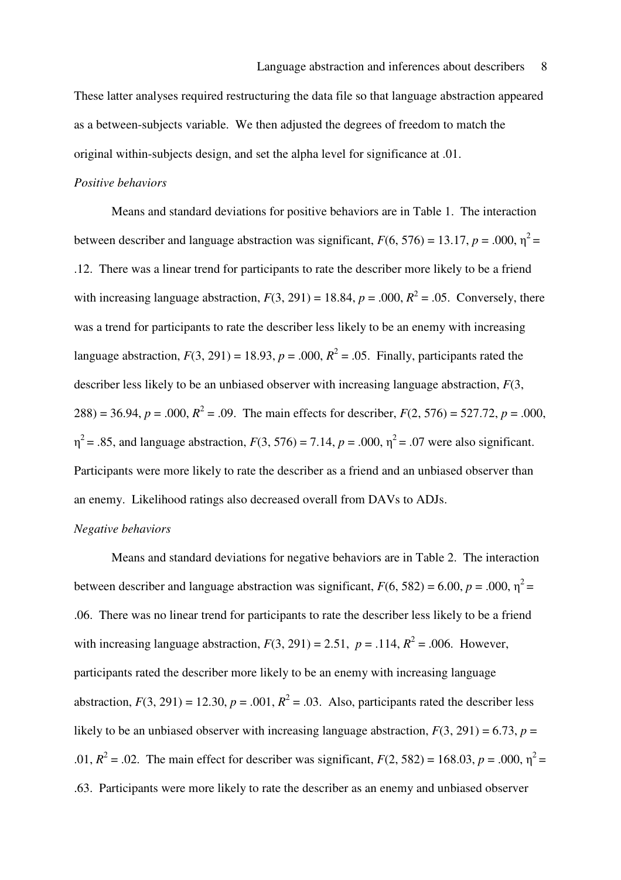These latter analyses required restructuring the data file so that language abstraction appeared as a between-subjects variable. We then adjusted the degrees of freedom to match the original within-subjects design, and set the alpha level for significance at .01.

*Positive behaviors*

Means and standard deviations for positive behaviors are in Table 1. The interaction between describer and language abstraction was significant, $F(6, 576) = 13.17$, $p = .000$, $\eta^2 = .12$. There was a linear trend for participants to rate the describer more likely to be a friend with increasing language abstraction, $F(3, 291) = 18.84$, $p = .000$, $R^2 = .05$. Conversely, there was a trend for participants to rate the describer less likely to be an enemy with increasing language abstraction, $F(3, 291) = 18.93$, $p = .000$, $R^2 = .05$. Finally, participants rated the describer less likely to be an unbiased observer with increasing language abstraction, $F(3, 288) = 36.94$, $p = .000$, $R^2 = .09$. The main effects for describer, $F(2, 576) = 527.72$, $p = .000$, $\eta^2 = .85$, and language abstraction, $F(3, 576) = 7.14$, $p = .000$, $\eta^2 = .07$ were also significant. Participants were more likely to rate the describer as a friend and an unbiased observer than an enemy. Likelihood ratings also decreased overall from DAVs to ADJs.

*Negative behaviors*

Means and standard deviations for negative behaviors are in Table 2. The interaction between describer and language abstraction was significant, $F(6, 582) = 6.00$, $p = .000$, $\eta^2 = .06$. There was no linear trend for participants to rate the describer less likely to be a friend with increasing language abstraction, $F(3, 291) = 2.51$, $p = .114$, $R^2 = .006$. However, participants rated the describer more likely to be an enemy with increasing language abstraction, $F(3, 291) = 12.30$, $p = .001$, $R^2 = .03$. Also, participants rated the describer less likely to be an unbiased observer with increasing language abstraction, $F(3, 291) = 6.73$, $p = .01$, $R^2 = .02$. The main effect for describer was significant, $F(2, 582) = 168.03$, $p = .000$, $\eta^2 = .63$. Participants were more likely to rate the describer as an enemy and unbiased observer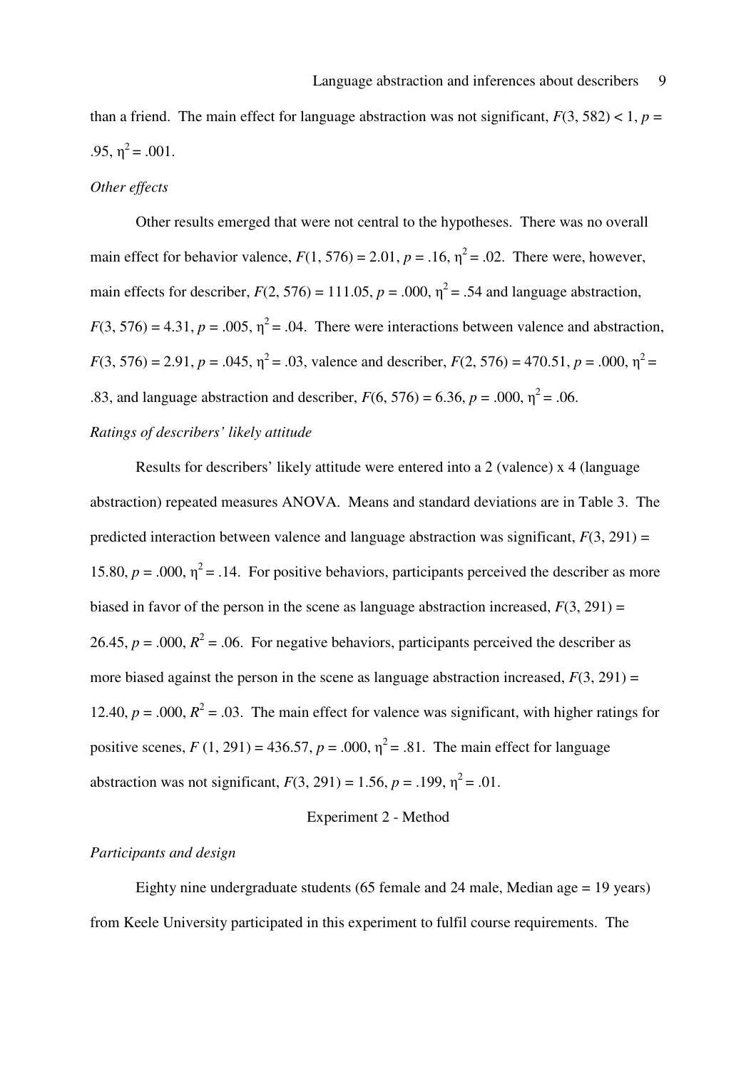than a friend. The main effect for language abstraction was not significant, $F(3, 582) < 1$, $p = .95$, $\eta^2 = .001$.

*Other effects*

Other results emerged that were not central to the hypotheses. There was no overall main effect for behavior valence, $F(1, 576) = 2.01$, $p = .16$, $\eta^2 = .02$. There were, however, main effects for describer, $F(2, 576) = 111.05$, $p = .000$, $\eta^2 = .54$ and language abstraction, $F(3, 576) = 4.31$, $p = .005$, $\eta^2 = .04$. There were interactions between valence and abstraction, $F(3, 576) = 2.91$, $p = .045$, $\eta^2 = .03$, valence and describer, $F(2, 576) = 470.51$, $p = .000$, $\eta^2 = .83$, and language abstraction and describer, $F(6, 576) = 6.36$, $p = .000$, $\eta^2 = .06$.

*Ratings of describers' likely attitude*

Results for describers' likely attitude were entered into a 2 (valence) x 4 (language abstraction) repeated measures ANOVA. Means and standard deviations are in Table 3. The predicted interaction between valence and language abstraction was significant, $F(3, 291) = 15.80$, $p = .000$, $\eta^2 = .14$. For positive behaviors, participants perceived the describer as more biased in favor of the person in the scene as language abstraction increased, $F(3, 291) = 26.45$, $p = .000$, $R^2 = .06$. For negative behaviors, participants perceived the describer as more biased against the person in the scene as language abstraction increased, $F(3, 291) = 12.40$, $p = .000$, $R^2 = .03$. The main effect for valence was significant, with higher ratings for positive scenes, $F(1, 291) = 436.57$, $p = .000$, $\eta^2 = .81$. The main effect for language abstraction was not significant, $F(3, 291) = 1.56$, $p = .199$, $\eta^2 = .01$.

## Experiment 2 - Method

*Participants and design*

Eighty nine undergraduate students (65 female and 24 male, Median age = 19 years) from Keele University participated in this experiment to fulfil course requirements. The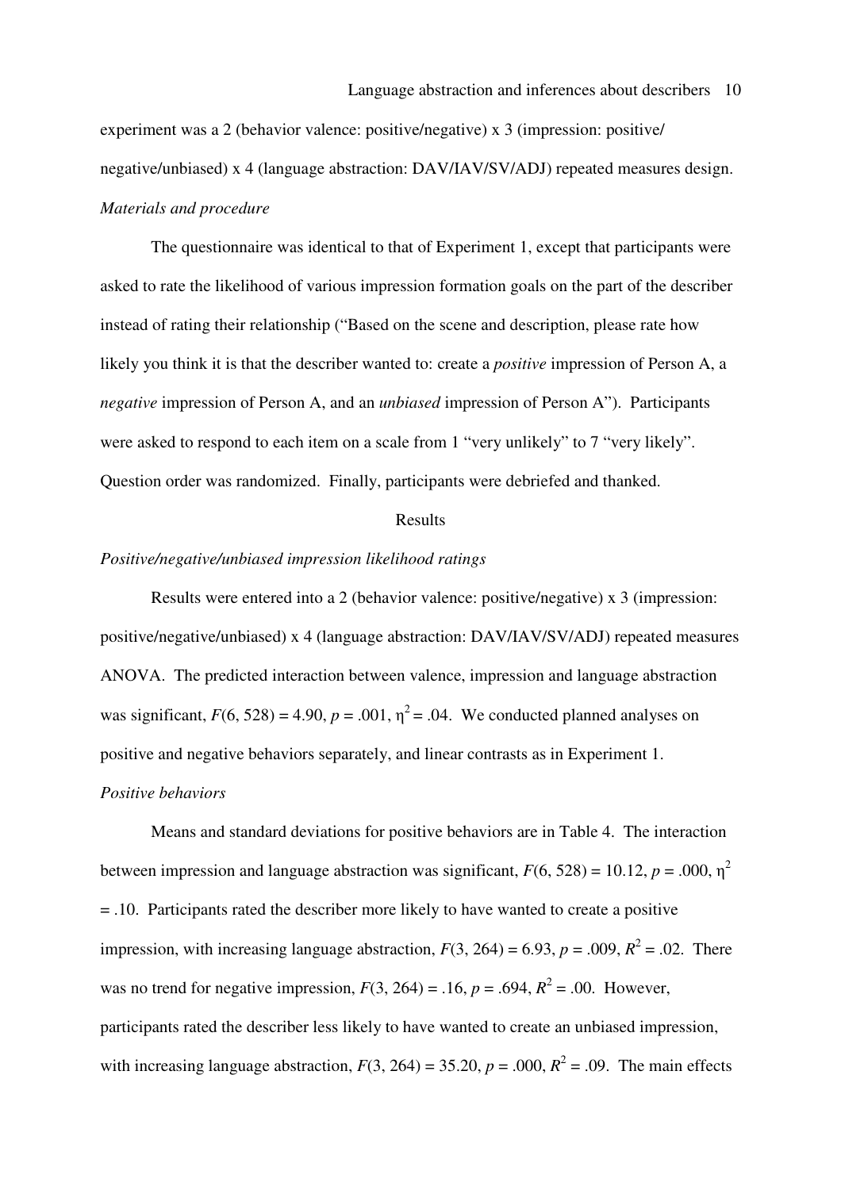experiment was a 2 (behavior valence: positive/negative) x 3 (impression: positive/ negative/unbiased) x 4 (language abstraction: DAV/IAV/SV/ADJ) repeated measures design.

*Materials and procedure*

The questionnaire was identical to that of Experiment 1, except that participants were asked to rate the likelihood of various impression formation goals on the part of the describer instead of rating their relationship ("Based on the scene and description, please rate how likely you think it is that the describer wanted to: create a *positive* impression of Person A, a *negative* impression of Person A, and an *unbiased* impression of Person A"). Participants were asked to respond to each item on a scale from 1 "very unlikely" to 7 "very likely". Question order was randomized. Finally, participants were debriefed and thanked.

## Results

*Positive/negative/unbiased impression likelihood ratings*

Results were entered into a 2 (behavior valence: positive/negative) x 3 (impression: positive/negative/unbiased) x 4 (language abstraction: DAV/IAV/SV/ADJ) repeated measures ANOVA. The predicted interaction between valence, impression and language abstraction was significant, $F(6, 528) = 4.90$, $p = .001$, $\eta^2 = .04$. We conducted planned analyses on positive and negative behaviors separately, and linear contrasts as in Experiment 1.

*Positive behaviors*

Means and standard deviations for positive behaviors are in Table 4. The interaction between impression and language abstraction was significant, $F(6, 528) = 10.12$, $p = .000$, $\eta^2 = .10$. Participants rated the describer more likely to have wanted to create a positive impression, with increasing language abstraction, $F(3, 264) = 6.93$, $p = .009$, $R^2 = .02$. There was no trend for negative impression, $F(3, 264) = .16$, $p = .694$, $R^2 = .00$. However, participants rated the describer less likely to have wanted to create an unbiased impression, with increasing language abstraction, $F(3, 264) = 35.20$, $p = .000$, $R^2 = .09$. The main effects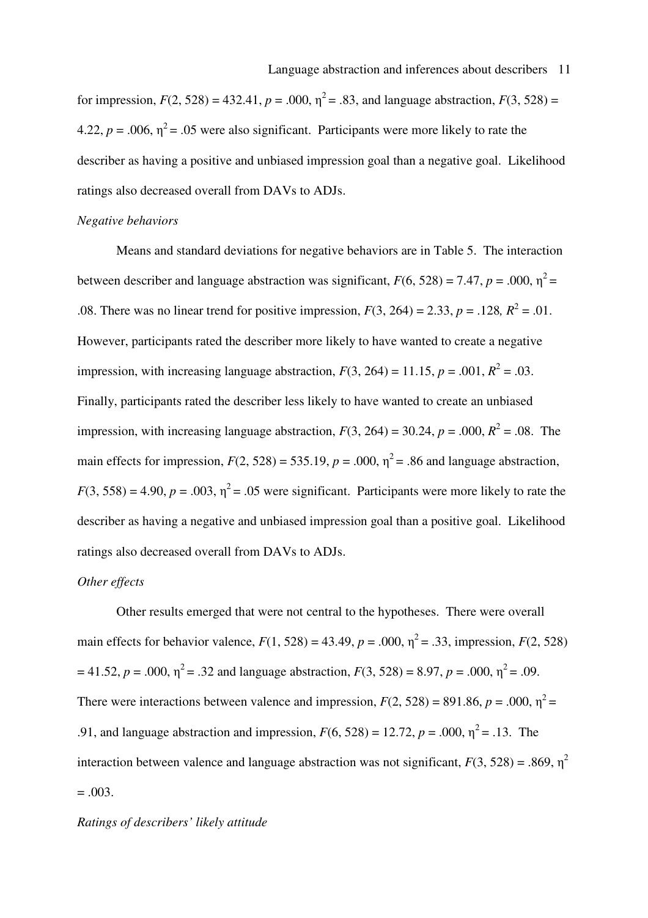for impression, $F(2, 528) = 432.41$, $p = .000$, $\eta^2 = .83$, and language abstraction, $F(3, 528) = 4.22$, $p = .006$, $\eta^2 = .05$ were also significant. Participants were more likely to rate the describer as having a positive and unbiased impression goal than a negative goal. Likelihood ratings also decreased overall from DAVs to ADJs.

*Negative behaviors*

Means and standard deviations for negative behaviors are in Table 5. The interaction between describer and language abstraction was significant, $F(6, 528) = 7.47$, $p = .000$, $\eta^2 = .08$. There was no linear trend for positive impression, $F(3, 264) = 2.33$, $p = .128$, $R^2 = .01$. However, participants rated the describer more likely to have wanted to create a negative impression, with increasing language abstraction, $F(3, 264) = 11.15$, $p = .001$, $R^2 = .03$. Finally, participants rated the describer less likely to have wanted to create an unbiased impression, with increasing language abstraction, $F(3, 264) = 30.24$, $p = .000$, $R^2 = .08$. The main effects for impression, $F(2, 528) = 535.19$, $p = .000$, $\eta^2 = .86$ and language abstraction, $F(3, 558) = 4.90$, $p = .003$, $\eta^2 = .05$ were significant. Participants were more likely to rate the describer as having a negative and unbiased impression goal than a positive goal. Likelihood ratings also decreased overall from DAVs to ADJs.

*Other effects*

Other results emerged that were not central to the hypotheses. There were overall main effects for behavior valence, $F(1, 528) = 43.49$, $p = .000$, $\eta^2 = .33$, impression, $F(2, 528) = 41.52$, $p = .000$, $\eta^2 = .32$ and language abstraction, $F(3, 528) = 8.97$, $p = .000$, $\eta^2 = .09$. There were interactions between valence and impression, $F(2, 528) = 891.86$, $p = .000$, $\eta^2 = .91$, and language abstraction and impression, $F(6, 528) = 12.72$, $p = .000$, $\eta^2 = .13$. The interaction between valence and language abstraction was not significant, $F(3, 528) = .869$, $\eta^2 = .003$.

*Ratings of describers' likely attitude*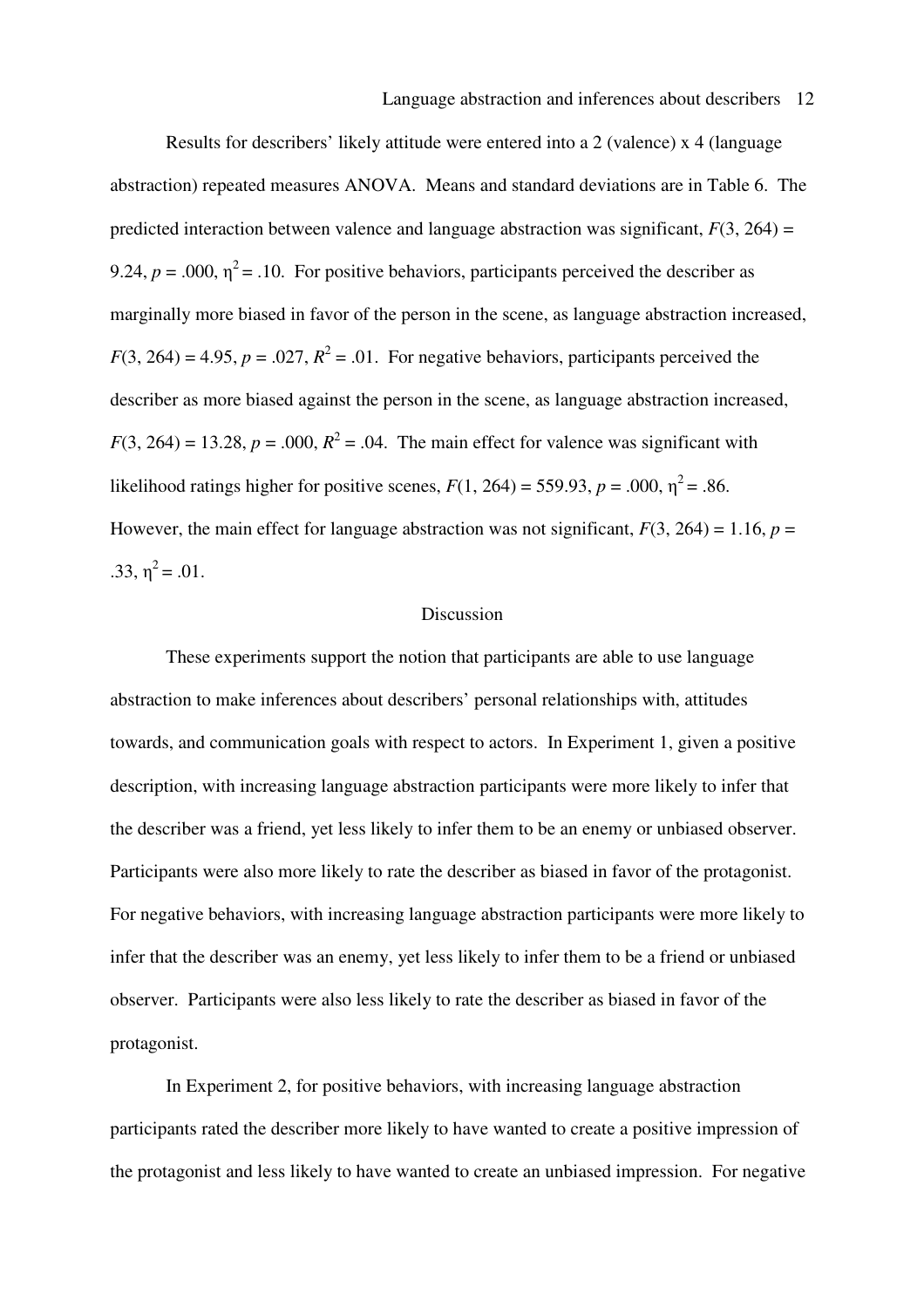Results for describers' likely attitude were entered into a 2 (valence) x 4 (language abstraction) repeated measures ANOVA. Means and standard deviations are in Table 6. The predicted interaction between valence and language abstraction was significant, $F(3, 264) = 9.24$, $p = .000$, $\eta^2 = .10$. For positive behaviors, participants perceived the describer as marginally more biased in favor of the person in the scene, as language abstraction increased, $F(3, 264) = 4.95$, $p = .027$, $R^2 = .01$. For negative behaviors, participants perceived the describer as more biased against the person in the scene, as language abstraction increased, $F(3, 264) = 13.28$, $p = .000$, $R^2 = .04$. The main effect for valence was significant with likelihood ratings higher for positive scenes, $F(1, 264) = 559.93$, $p = .000$, $\eta^2 = .86$. However, the main effect for language abstraction was not significant, $F(3, 264) = 1.16$, $p = .33$, $\eta^2 = .01$.

## Discussion

These experiments support the notion that participants are able to use language abstraction to make inferences about describers' personal relationships with, attitudes towards, and communication goals with respect to actors. In Experiment 1, given a positive description, with increasing language abstraction participants were more likely to infer that the describer was a friend, yet less likely to infer them to be an enemy or unbiased observer. Participants were also more likely to rate the describer as biased in favor of the protagonist. For negative behaviors, with increasing language abstraction participants were more likely to infer that the describer was an enemy, yet less likely to infer them to be a friend or unbiased observer. Participants were also less likely to rate the describer as biased in favor of the protagonist.

In Experiment 2, for positive behaviors, with increasing language abstraction participants rated the describer more likely to have wanted to create a positive impression of the protagonist and less likely to have wanted to create an unbiased impression. For negative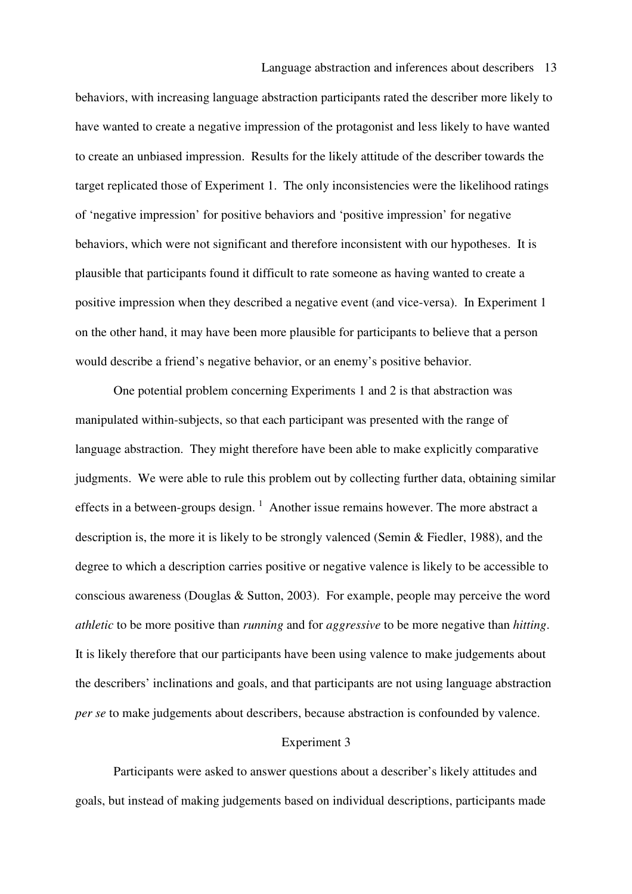behaviors, with increasing language abstraction participants rated the describer more likely to have wanted to create a negative impression of the protagonist and less likely to have wanted to create an unbiased impression. Results for the likely attitude of the describer towards the target replicated those of Experiment 1. The only inconsistencies were the likelihood ratings of 'negative impression' for positive behaviors and 'positive impression' for negative behaviors, which were not significant and therefore inconsistent with our hypotheses. It is plausible that participants found it difficult to rate someone as having wanted to create a positive impression when they described a negative event (and vice-versa). In Experiment 1 on the other hand, it may have been more plausible for participants to believe that a person would describe a friend's negative behavior, or an enemy's positive behavior.

One potential problem concerning Experiments 1 and 2 is that abstraction was manipulated within-subjects, so that each participant was presented with the range of language abstraction. They might therefore have been able to make explicitly comparative judgments. We were able to rule this problem out by collecting further data, obtaining similar effects in a between-groups design. [1] Another issue remains however. The more abstract a description is, the more it is likely to be strongly valenced (Semin & Fiedler, 1988), and the degree to which a description carries positive or negative valence is likely to be accessible to conscious awareness (Douglas & Sutton, 2003). For example, people may perceive the word *athletic* to be more positive than *running* and for *aggressive* to be more negative than *hitting*. It is likely therefore that our participants have been using valence to make judgements about the describers' inclinations and goals, and that participants are not using language abstraction *per se* to make judgements about describers, because abstraction is confounded by valence.

## Experiment 3

Participants were asked to answer questions about a describer's likely attitudes and goals, but instead of making judgements based on individual descriptions, participants made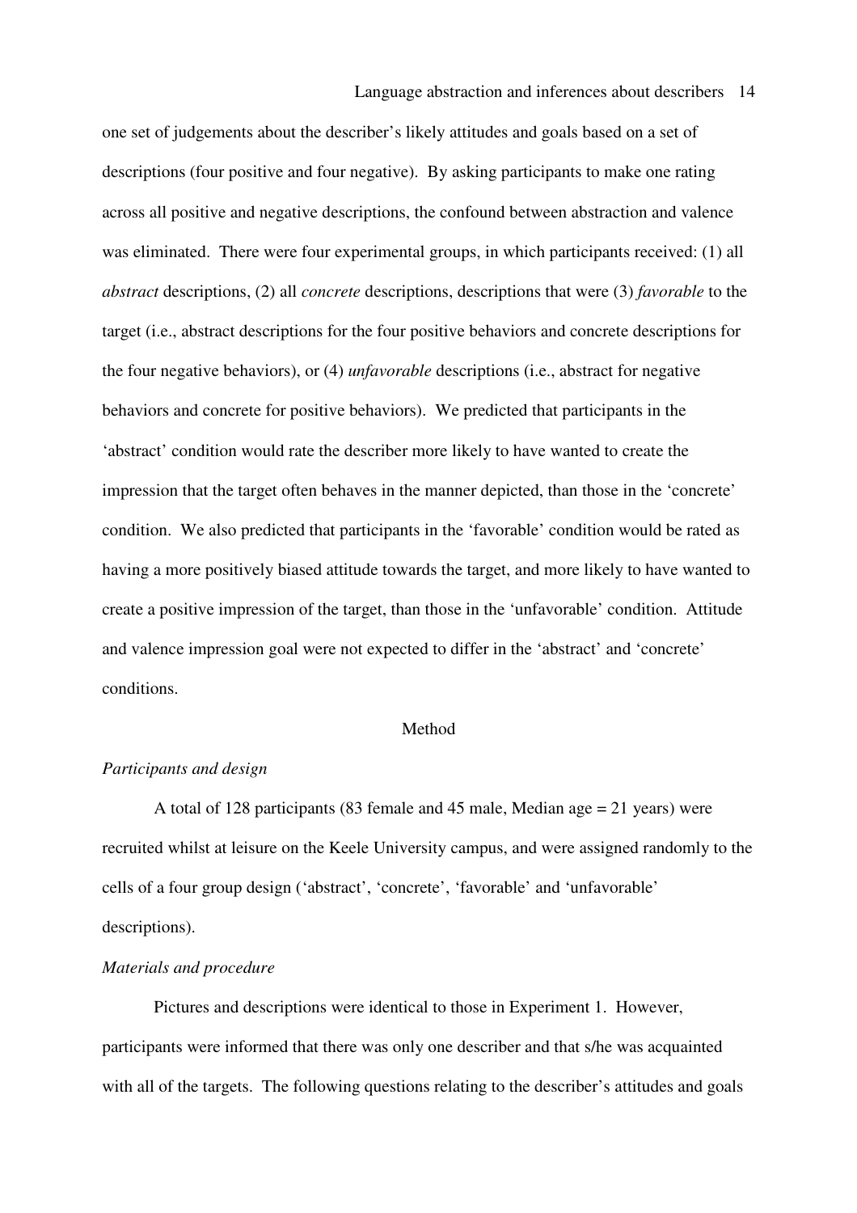one set of judgements about the describer's likely attitudes and goals based on a set of descriptions (four positive and four negative). By asking participants to make one rating across all positive and negative descriptions, the confound between abstraction and valence was eliminated. There were four experimental groups, in which participants received: (1) all *abstract* descriptions, (2) all *concrete* descriptions, descriptions that were (3) *favorable* to the target (i.e., abstract descriptions for the four positive behaviors and concrete descriptions for the four negative behaviors), or (4) *unfavorable* descriptions (i.e., abstract for negative behaviors and concrete for positive behaviors). We predicted that participants in the 'abstract' condition would rate the describer more likely to have wanted to create the impression that the target often behaves in the manner depicted, than those in the 'concrete' condition. We also predicted that participants in the 'favorable' condition would be rated as having a more positively biased attitude towards the target, and more likely to have wanted to create a positive impression of the target, than those in the 'unfavorable' condition. Attitude and valence impression goal were not expected to differ in the 'abstract' and 'concrete' conditions.

## Method

*Participants and design*

A total of 128 participants (83 female and 45 male, Median age = 21 years) were recruited whilst at leisure on the Keele University campus, and were assigned randomly to the cells of a four group design ('abstract', 'concrete', 'favorable' and 'unfavorable' descriptions).

*Materials and procedure*

Pictures and descriptions were identical to those in Experiment 1. However, participants were informed that there was only one describer and that s/he was acquainted with all of the targets. The following questions relating to the describer's attitudes and goals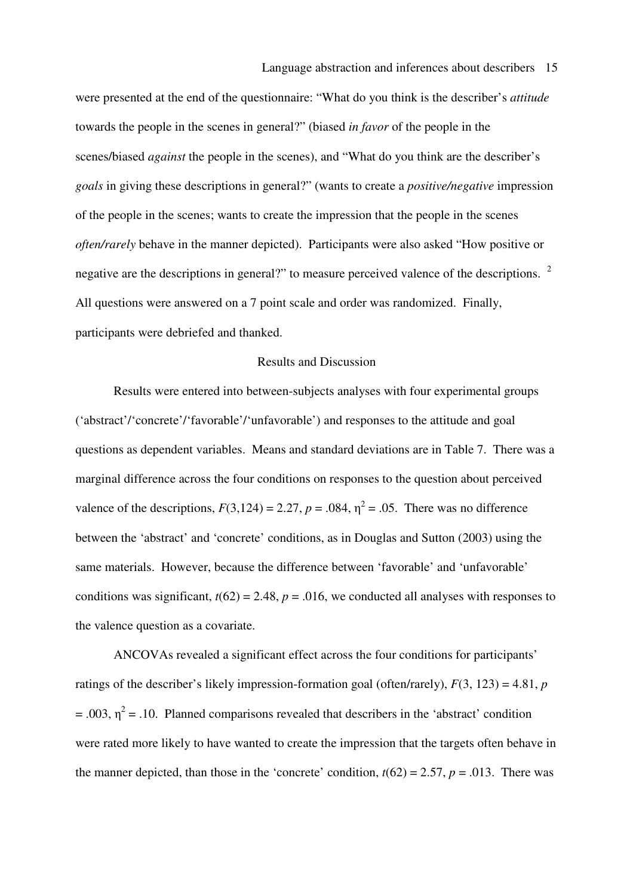were presented at the end of the questionnaire: "What do you think is the describer's *attitude* towards the people in the scenes in general?" (biased *in favor* of the people in the scenes/biased *against* the people in the scenes), and "What do you think are the describer's *goals* in giving these descriptions in general?" (wants to create a *positive/negative* impression of the people in the scenes; wants to create the impression that the people in the scenes *often/rarely* behave in the manner depicted). Participants were also asked "How positive or negative are the descriptions in general?" to measure perceived valence of the descriptions. [2] All questions were answered on a 7 point scale and order was randomized. Finally, participants were debriefed and thanked.

## Results and Discussion

Results were entered into between-subjects analyses with four experimental groups ('abstract'/'concrete'/'favorable'/'unfavorable') and responses to the attitude and goal questions as dependent variables. Means and standard deviations are in Table 7. There was a marginal difference across the four conditions on responses to the question about perceived valence of the descriptions, $F(3,124) = 2.27$, $p = .084$, $\eta^2 = .05$. There was no difference between the 'abstract' and 'concrete' conditions, as in Douglas and Sutton (2003) using the same materials. However, because the difference between 'favorable' and 'unfavorable' conditions was significant, $t(62) = 2.48$, $p = .016$, we conducted all analyses with responses to the valence question as a covariate.

ANCOVAs revealed a significant effect across the four conditions for participants' ratings of the describer's likely impression-formation goal (often/rarely), $F(3, 123) = 4.81$, $p = .003$, $\eta^2 = .10$. Planned comparisons revealed that describers in the 'abstract' condition were rated more likely to have wanted to create the impression that the targets often behave in the manner depicted, than those in the 'concrete' condition, $t(62) = 2.57$, $p = .013$. There was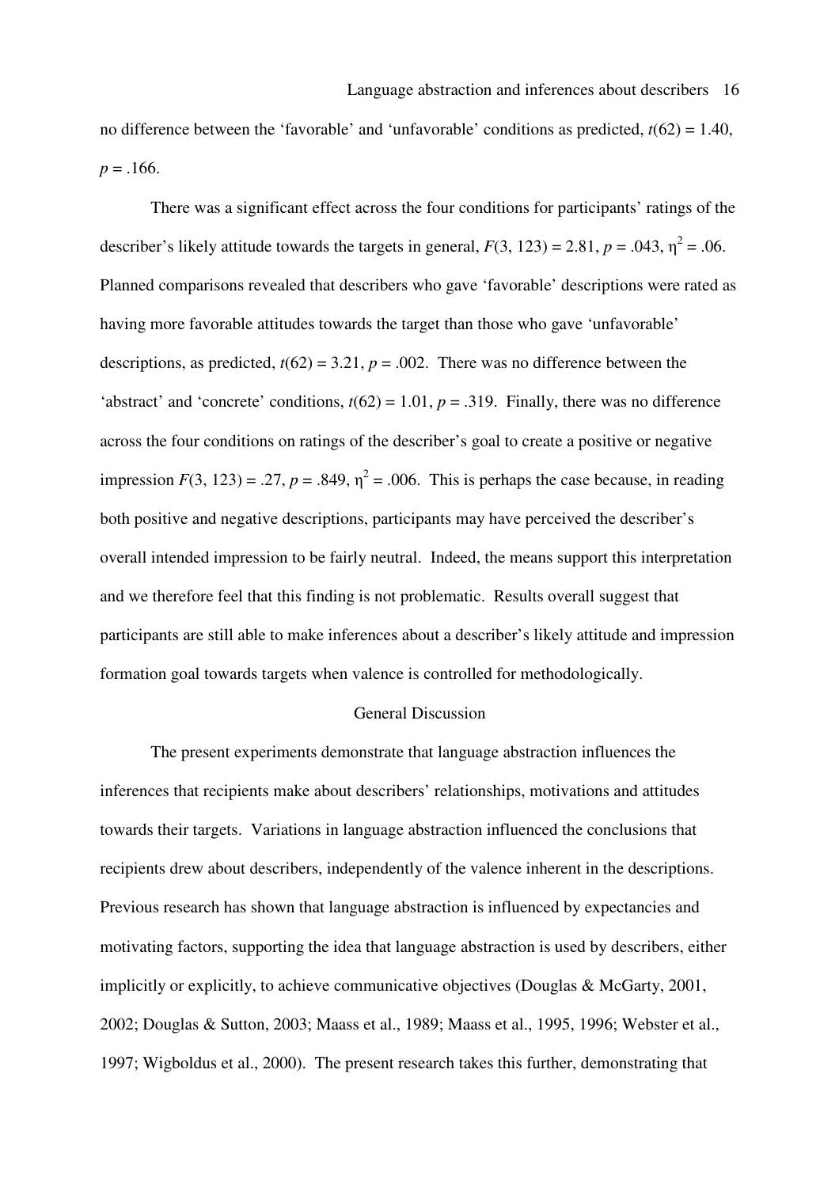no difference between the 'favorable' and 'unfavorable' conditions as predicted, $t(62) = 1.40$, $p = .166$.

There was a significant effect across the four conditions for participants' ratings of the describer's likely attitude towards the targets in general, $F(3, 123) = 2.81$, $p = .043$, $\eta^2 = .06$. Planned comparisons revealed that describers who gave 'favorable' descriptions were rated as having more favorable attitudes towards the target than those who gave 'unfavorable' descriptions, as predicted, $t(62) = 3.21$, $p = .002$. There was no difference between the 'abstract' and 'concrete' conditions, $t(62) = 1.01$, $p = .319$. Finally, there was no difference across the four conditions on ratings of the describer's goal to create a positive or negative impression $F(3, 123) = .27$, $p = .849$, $\eta^2 = .006$. This is perhaps the case because, in reading both positive and negative descriptions, participants may have perceived the describer's overall intended impression to be fairly neutral. Indeed, the means support this interpretation and we therefore feel that this finding is not problematic. Results overall suggest that participants are still able to make inferences about a describer's likely attitude and impression formation goal towards targets when valence is controlled for methodologically.

## General Discussion

The present experiments demonstrate that language abstraction influences the inferences that recipients make about describers' relationships, motivations and attitudes towards their targets. Variations in language abstraction influenced the conclusions that recipients drew about describers, independently of the valence inherent in the descriptions. Previous research has shown that language abstraction is influenced by expectancies and motivating factors, supporting the idea that language abstraction is used by describers, either implicitly or explicitly, to achieve communicative objectives (Douglas & McGarty, 2001, 2002; Douglas & Sutton, 2003; Maass et al., 1989; Maass et al., 1995, 1996; Webster et al., 1997; Wigboldus et al., 2000). The present research takes this further, demonstrating that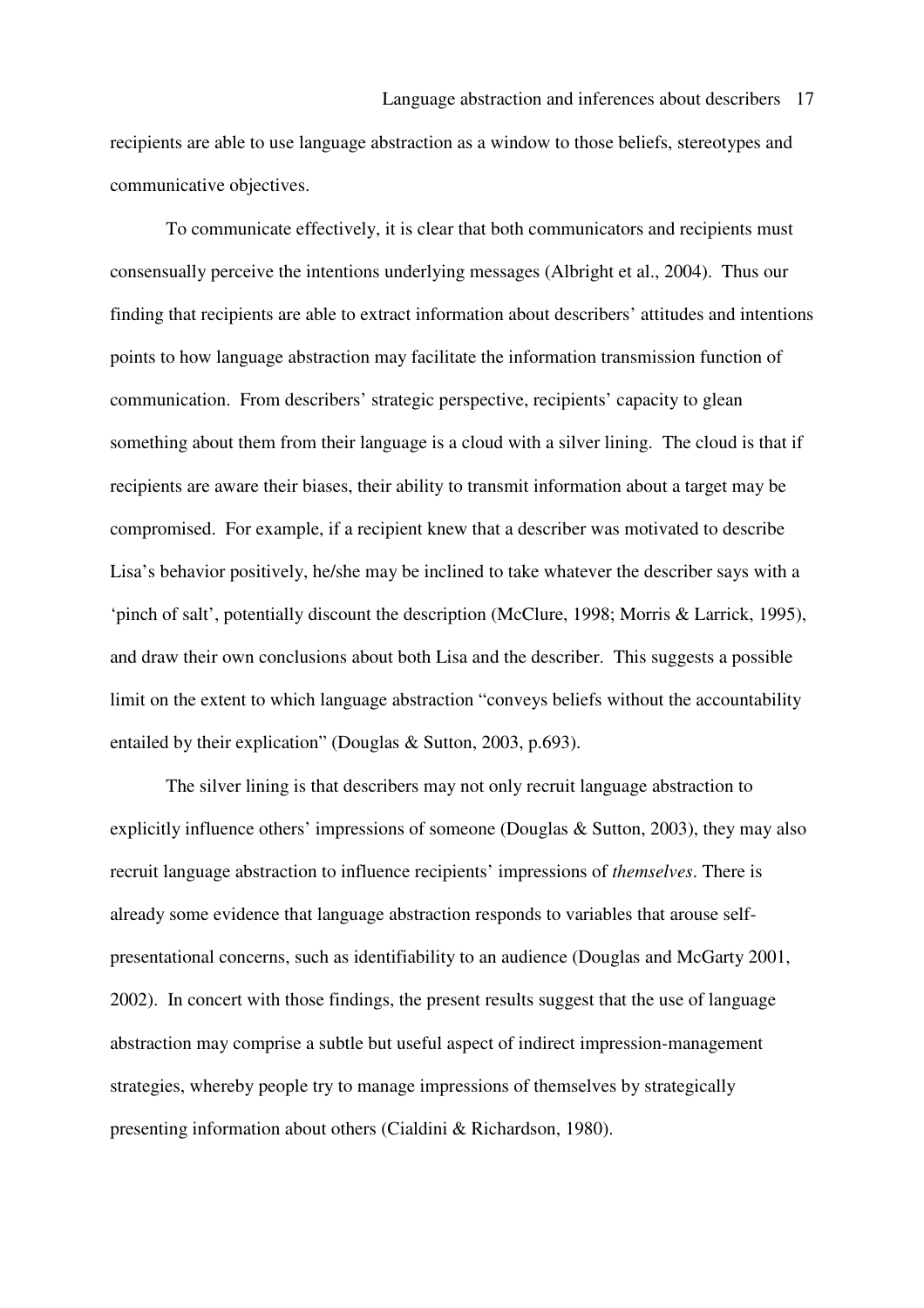recipients are able to use language abstraction as a window to those beliefs, stereotypes and communicative objectives.

To communicate effectively, it is clear that both communicators and recipients must consensually perceive the intentions underlying messages (Albright et al., 2004). Thus our finding that recipients are able to extract information about describers' attitudes and intentions points to how language abstraction may facilitate the information transmission function of communication. From describers' strategic perspective, recipients' capacity to glean something about them from their language is a cloud with a silver lining. The cloud is that if recipients are aware their biases, their ability to transmit information about a target may be compromised. For example, if a recipient knew that a describer was motivated to describe Lisa's behavior positively, he/she may be inclined to take whatever the describer says with a 'pinch of salt', potentially discount the description (McClure, 1998; Morris & Larrick, 1995), and draw their own conclusions about both Lisa and the describer. This suggests a possible limit on the extent to which language abstraction "conveys beliefs without the accountability entailed by their explication" (Douglas & Sutton, 2003, p.693).

The silver lining is that describers may not only recruit language abstraction to explicitly influence others' impressions of someone (Douglas & Sutton, 2003), they may also recruit language abstraction to influence recipients' impressions of *themselves*. There is already some evidence that language abstraction responds to variables that arouse self-presentational concerns, such as identifiability to an audience (Douglas and McGarty 2001, 2002). In concert with those findings, the present results suggest that the use of language abstraction may comprise a subtle but useful aspect of indirect impression-management strategies, whereby people try to manage impressions of themselves by strategically presenting information about others (Cialdini & Richardson, 1980).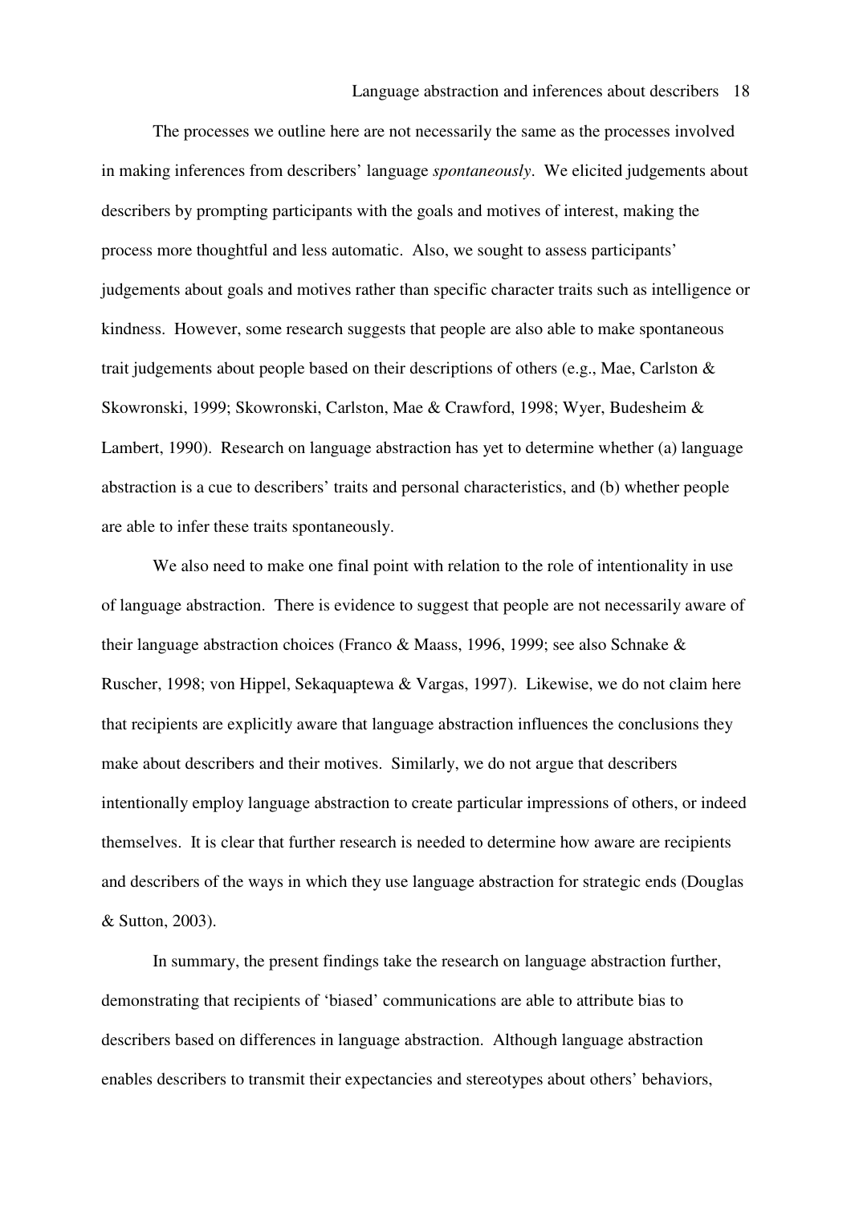The processes we outline here are not necessarily the same as the processes involved in making inferences from describers' language *spontaneously*. We elicited judgements about describers by prompting participants with the goals and motives of interest, making the process more thoughtful and less automatic. Also, we sought to assess participants' judgements about goals and motives rather than specific character traits such as intelligence or kindness. However, some research suggests that people are also able to make spontaneous trait judgements about people based on their descriptions of others (e.g., Mae, Carlston & Skowronski, 1999; Skowronski, Carlston, Mae & Crawford, 1998; Wyer, Budesheim & Lambert, 1990). Research on language abstraction has yet to determine whether (a) language abstraction is a cue to describers' traits and personal characteristics, and (b) whether people are able to infer these traits spontaneously.

We also need to make one final point with relation to the role of intentionality in use of language abstraction. There is evidence to suggest that people are not necessarily aware of their language abstraction choices (Franco & Maass, 1996, 1999; see also Schnake & Ruscher, 1998; von Hippel, Sekaquaptewa & Vargas, 1997). Likewise, we do not claim here that recipients are explicitly aware that language abstraction influences the conclusions they make about describers and their motives. Similarly, we do not argue that describers intentionally employ language abstraction to create particular impressions of others, or indeed themselves. It is clear that further research is needed to determine how aware are recipients and describers of the ways in which they use language abstraction for strategic ends (Douglas & Sutton, 2003).

In summary, the present findings take the research on language abstraction further, demonstrating that recipients of 'biased' communications are able to attribute bias to describers based on differences in language abstraction. Although language abstraction enables describers to transmit their expectancies and stereotypes about others' behaviors,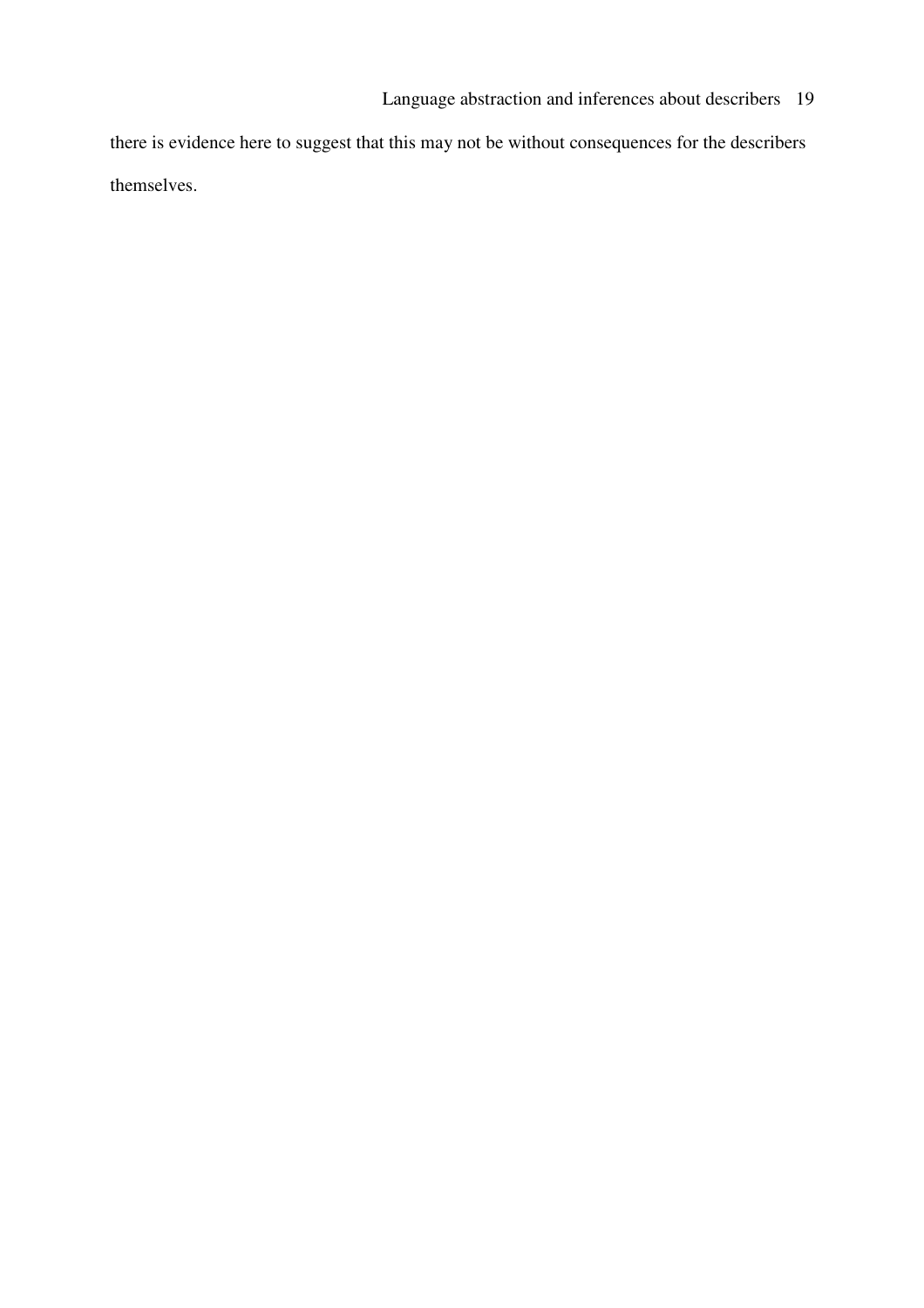there is evidence here to suggest that this may not be without consequences for the describers themselves.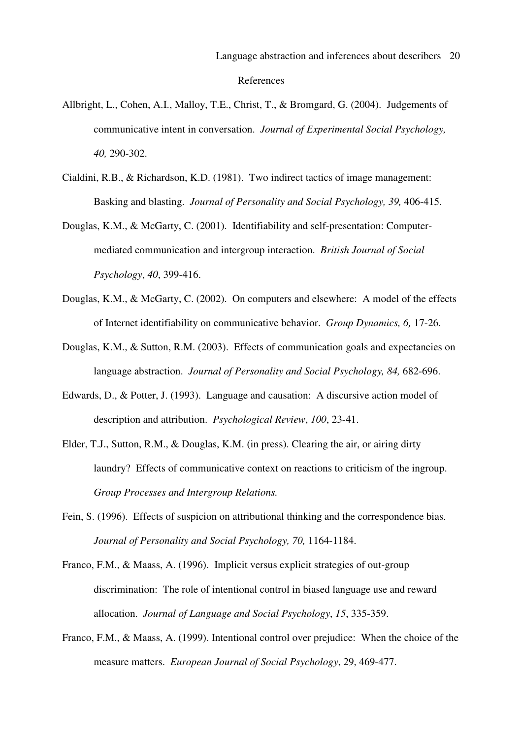# References

Allbright, L., Cohen, A.I., Malloy, T.E., Christ, T., & Bromgard, G. (2004). Judgements of communicative intent in conversation. *Journal of Experimental Social Psychology, 40,* 290-302.

Cialdini, R.B., & Richardson, K.D. (1981). Two indirect tactics of image management: Basking and blasting. *Journal of Personality and Social Psychology, 39,* 406-415.

Douglas, K.M., & McGarty, C. (2001). Identifiability and self-presentation: Computer-mediated communication and intergroup interaction. *British Journal of Social Psychology*, *40*, 399-416.

Douglas, K.M., & McGarty, C. (2002). On computers and elsewhere: A model of the effects of Internet identifiability on communicative behavior. *Group Dynamics, 6,* 17-26.

Douglas, K.M., & Sutton, R.M. (2003). Effects of communication goals and expectancies on language abstraction. *Journal of Personality and Social Psychology, 84,* 682-696.

Edwards, D., & Potter, J. (1993). Language and causation: A discursive action model of description and attribution. *Psychological Review*, *100*, 23-41.

Elder, T.J., Sutton, R.M., & Douglas, K.M. (in press). Clearing the air, or airing dirty laundry? Effects of communicative context on reactions to criticism of the ingroup. *Group Processes and Intergroup Relations.*

Fein, S. (1996). Effects of suspicion on attributional thinking and the correspondence bias. *Journal of Personality and Social Psychology, 70,* 1164-1184.

Franco, F.M., & Maass, A. (1996). Implicit versus explicit strategies of out-group discrimination: The role of intentional control in biased language use and reward allocation. *Journal of Language and Social Psychology*, *15*, 335-359.

Franco, F.M., & Maass, A. (1999). Intentional control over prejudice: When the choice of the measure matters. *European Journal of Social Psychology*, 29, 469-477.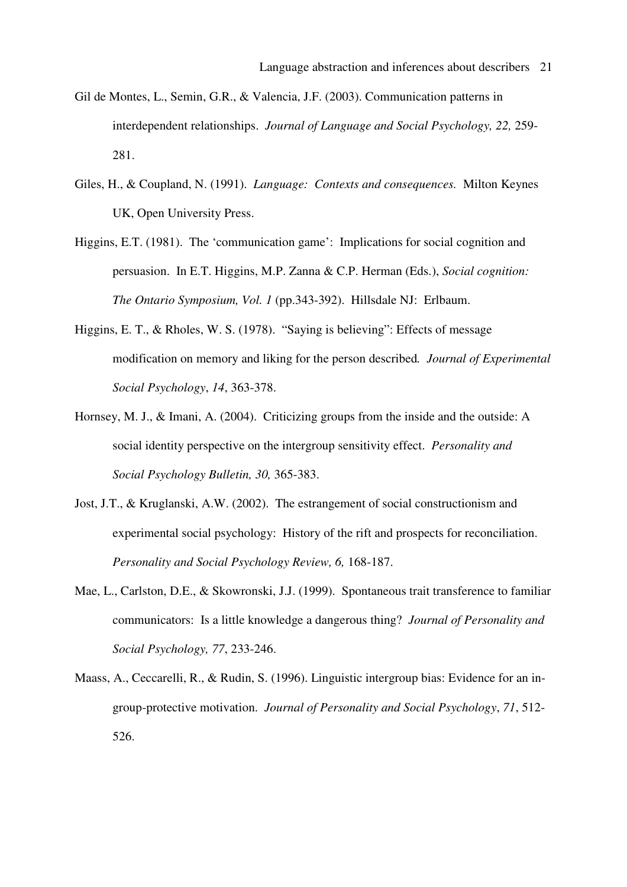Gil de Montes, L., Semin, G.R., & Valencia, J.F. (2003). Communication patterns in interdependent relationships. *Journal of Language and Social Psychology, 22,* 259-281.

Giles, H., & Coupland, N. (1991). *Language: Contexts and consequences.* Milton Keynes UK, Open University Press.

Higgins, E.T. (1981). The 'communication game': Implications for social cognition and persuasion. In E.T. Higgins, M.P. Zanna & C.P. Herman (Eds.), *Social cognition: The Ontario Symposium, Vol. 1* (pp.343-392). Hillsdale NJ: Erlbaum.

Higgins, E. T., & Rholes, W. S. (1978). "Saying is believing": Effects of message modification on memory and liking for the person described*. Journal of Experimental Social Psychology*, *14*, 363-378.

Hornsey, M. J., & Imani, A. (2004). Criticizing groups from the inside and the outside: A social identity perspective on the intergroup sensitivity effect. *Personality and Social Psychology Bulletin, 30,* 365-383.

Jost, J.T., & Kruglanski, A.W. (2002). The estrangement of social constructionism and experimental social psychology: History of the rift and prospects for reconciliation. *Personality and Social Psychology Review, 6,* 168-187.

Mae, L., Carlston, D.E., & Skowronski, J.J. (1999). Spontaneous trait transference to familiar communicators: Is a little knowledge a dangerous thing? *Journal of Personality and Social Psychology, 77*, 233-246.

Maass, A., Ceccarelli, R., & Rudin, S. (1996). Linguistic intergroup bias: Evidence for an in-group-protective motivation. *Journal of Personality and Social Psychology*, *71*, 512-526.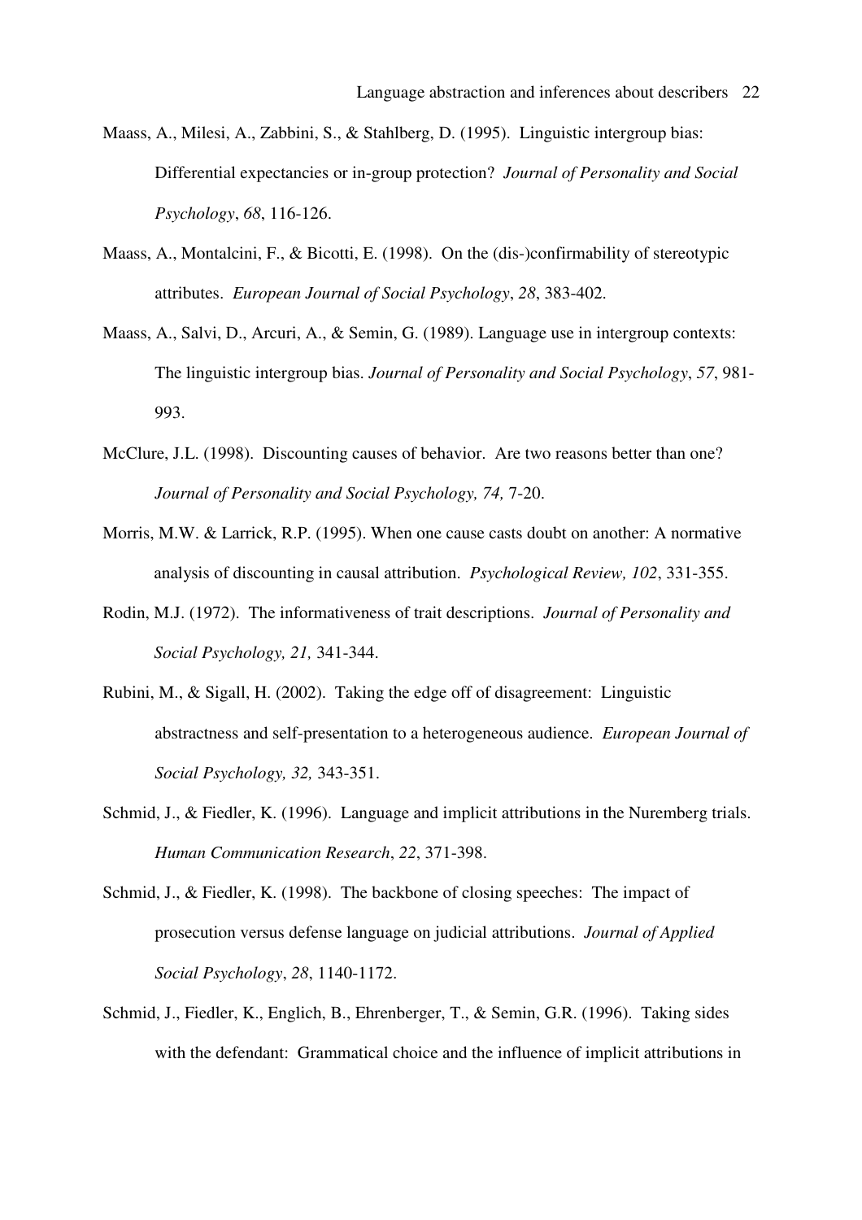Maass, A., Milesi, A., Zabbini, S., & Stahlberg, D. (1995). Linguistic intergroup bias: Differential expectancies or in-group protection? *Journal of Personality and Social Psychology*, *68*, 116-126.

Maass, A., Montalcini, F., & Bicotti, E. (1998). On the (dis-)confirmability of stereotypic attributes. *European Journal of Social Psychology*, *28*, 383-402.

Maass, A., Salvi, D., Arcuri, A., & Semin, G. (1989). Language use in intergroup contexts: The linguistic intergroup bias. *Journal of Personality and Social Psychology*, *57*, 981-993.

McClure, J.L. (1998). Discounting causes of behavior. Are two reasons better than one? *Journal of Personality and Social Psychology, 74,* 7-20.

Morris, M.W. & Larrick, R.P. (1995). When one cause casts doubt on another: A normative analysis of discounting in causal attribution. *Psychological Review, 102*, 331-355.

Rodin, M.J. (1972). The informativeness of trait descriptions. *Journal of Personality and Social Psychology, 21,* 341-344.

Rubini, M., & Sigall, H. (2002). Taking the edge off of disagreement: Linguistic abstractness and self-presentation to a heterogeneous audience. *European Journal of Social Psychology, 32,* 343-351.

Schmid, J., & Fiedler, K. (1996). Language and implicit attributions in the Nuremberg trials. *Human Communication Research*, *22*, 371-398.

Schmid, J., & Fiedler, K. (1998). The backbone of closing speeches: The impact of prosecution versus defense language on judicial attributions. *Journal of Applied Social Psychology*, *28*, 1140-1172.

Schmid, J., Fiedler, K., Englich, B., Ehrenberger, T., & Semin, G.R. (1996). Taking sides with the defendant: Grammatical choice and the influence of implicit attributions in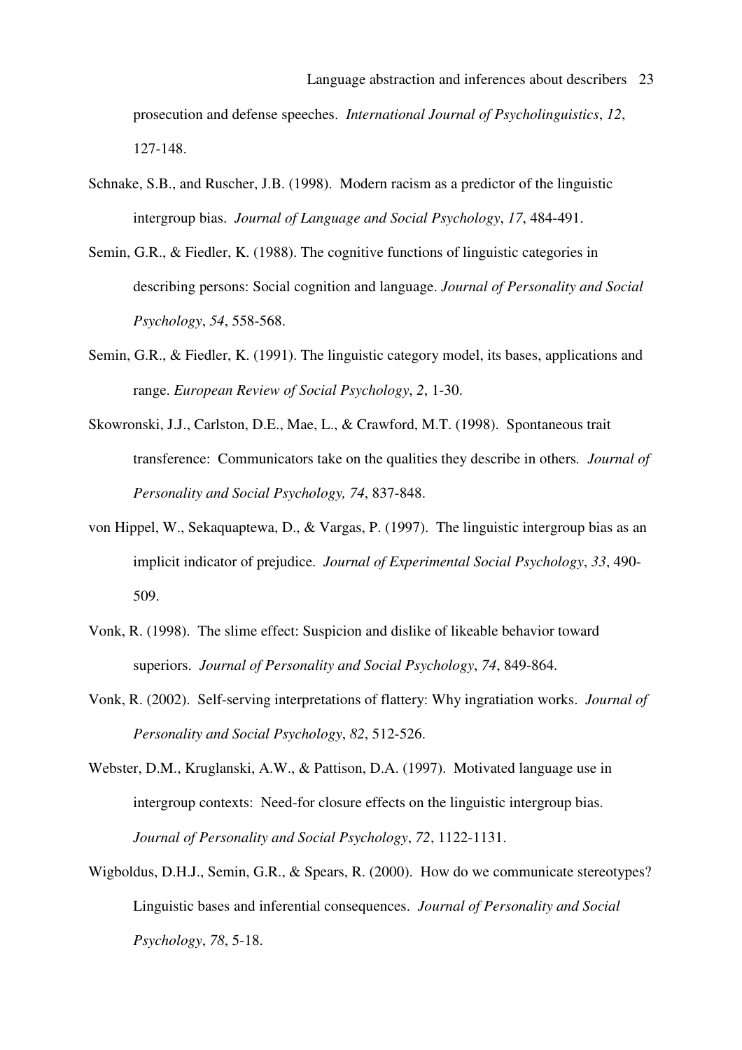prosecution and defense speeches. *International Journal of Psycholinguistics*, *12*, 127-148.

Schnake, S.B., and Ruscher, J.B. (1998). Modern racism as a predictor of the linguistic intergroup bias. *Journal of Language and Social Psychology*, *17*, 484-491.

Semin, G.R., & Fiedler, K. (1988). The cognitive functions of linguistic categories in describing persons: Social cognition and language. *Journal of Personality and Social Psychology*, *54*, 558-568.

Semin, G.R., & Fiedler, K. (1991). The linguistic category model, its bases, applications and range. *European Review of Social Psychology*, *2*, 1-30.

Skowronski, J.J., Carlston, D.E., Mae, L., & Crawford, M.T. (1998). Spontaneous trait transference: Communicators take on the qualities they describe in others. *Journal of Personality and Social Psychology, 74*, 837-848.

von Hippel, W., Sekaquaptewa, D., & Vargas, P. (1997). The linguistic intergroup bias as an implicit indicator of prejudice. *Journal of Experimental Social Psychology*, *33*, 490-509.

Vonk, R. (1998). The slime effect: Suspicion and dislike of likeable behavior toward superiors. *Journal of Personality and Social Psychology*, *74*, 849-864.

Vonk, R. (2002). Self-serving interpretations of flattery: Why ingratiation works. *Journal of Personality and Social Psychology*, *82*, 512-526.

Webster, D.M., Kruglanski, A.W., & Pattison, D.A. (1997). Motivated language use in intergroup contexts: Need-for closure effects on the linguistic intergroup bias. *Journal of Personality and Social Psychology*, *72*, 1122-1131.

Wigboldus, D.H.J., Semin, G.R., & Spears, R. (2000). How do we communicate stereotypes? Linguistic bases and inferential consequences. *Journal of Personality and Social Psychology*, *78*, 5-18.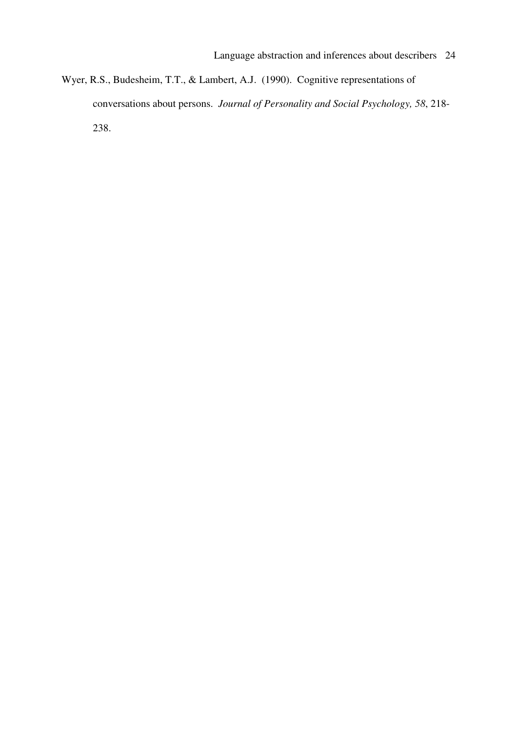Wyer, R.S., Budesheim, T.T., & Lambert, A.J. (1990). Cognitive representations of conversations about persons. *Journal of Personality and Social Psychology, 58*, 218-238.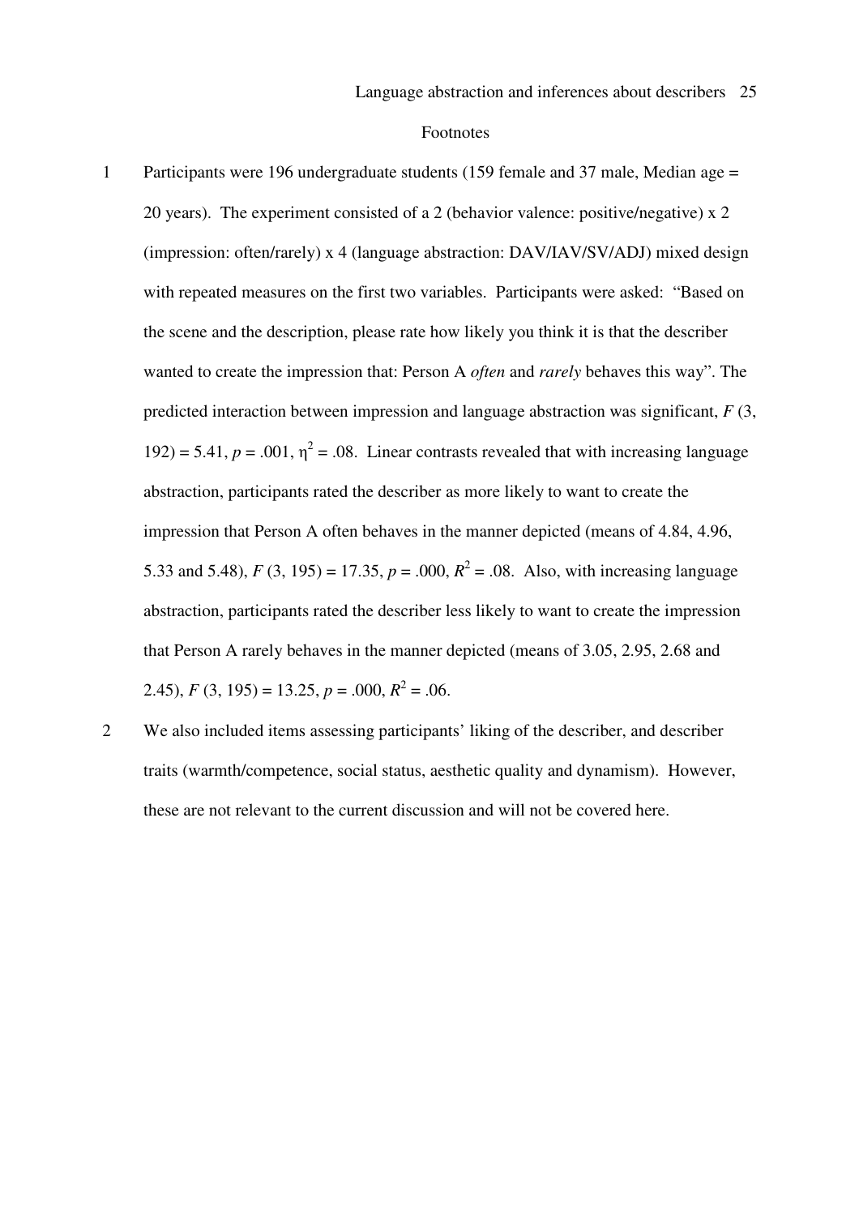# Footnotes

1. Participants were 196 undergraduate students (159 female and 37 male, Median age = 20 years). The experiment consisted of a 2 (behavior valence: positive/negative) x 2 (impression: often/rarely) x 4 (language abstraction: DAV/IAV/SV/ADJ) mixed design with repeated measures on the first two variables. Participants were asked: "Based on the scene and the description, please rate how likely you think it is that the describer wanted to create the impression that: Person A *often* and *rarely* behaves this way". The predicted interaction between impression and language abstraction was significant, $F$ (3, 192) = 5.41, $p$ = .001, $\eta^2$ = .08. Linear contrasts revealed that with increasing language abstraction, participants rated the describer as more likely to want to create the impression that Person A often behaves in the manner depicted (means of 4.84, 4.96, 5.33 and 5.48), $F$ (3, 195) = 17.35, $p$ = .000, $R^2$ = .08. Also, with increasing language abstraction, participants rated the describer less likely to want to create the impression that Person A rarely behaves in the manner depicted (means of 3.05, 2.95, 2.68 and 2.45), $F$ (3, 195) = 13.25, $p$ = .000, $R^2$ = .06.

2. We also included items assessing participants' liking of the describer, and describer traits (warmth/competence, social status, aesthetic quality and dynamism). However, these are not relevant to the current discussion and will not be covered here.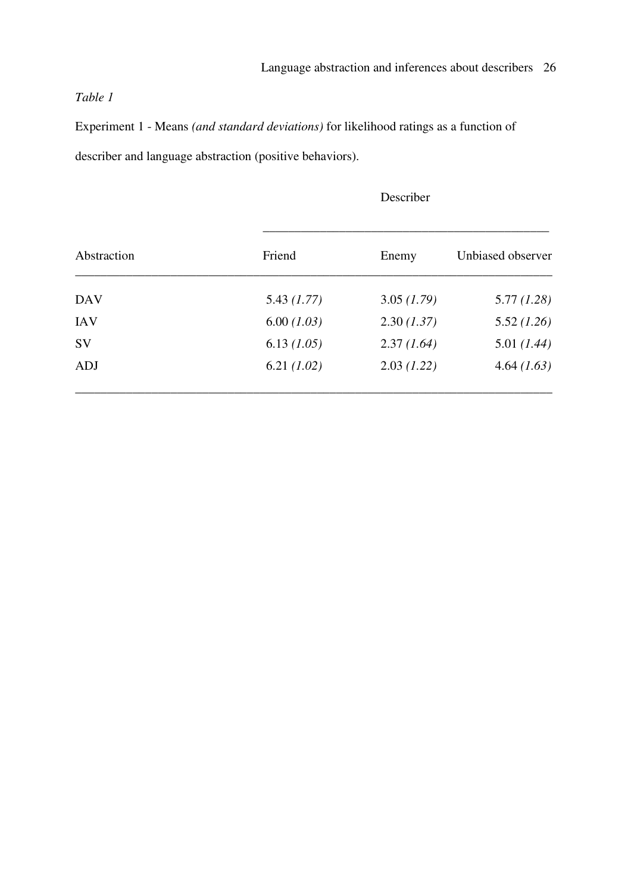*Table 1*

Experiment 1 - Means *(and standard deviations)* for likelihood ratings as a function of describer and language abstraction (positive behaviors).

| | Describer | | |
|---|---|---|---|
| Abstraction | Friend | Enemy | Unbiased observer |
| DAV | 5.43 *(1.77)* | 3.05 *(1.79)* | 5.77 *(1.28)* |
| IAV | 6.00 *(1.03)* | 2.30 *(1.37)* | 5.52 *(1.26)* |
| SV | 6.13 *(1.05)* | 2.37 *(1.64)* | 5.01 *(1.44)* |
| ADJ | 6.21 *(1.02)* | 2.03 *(1.22)* | 4.64 *(1.63)* |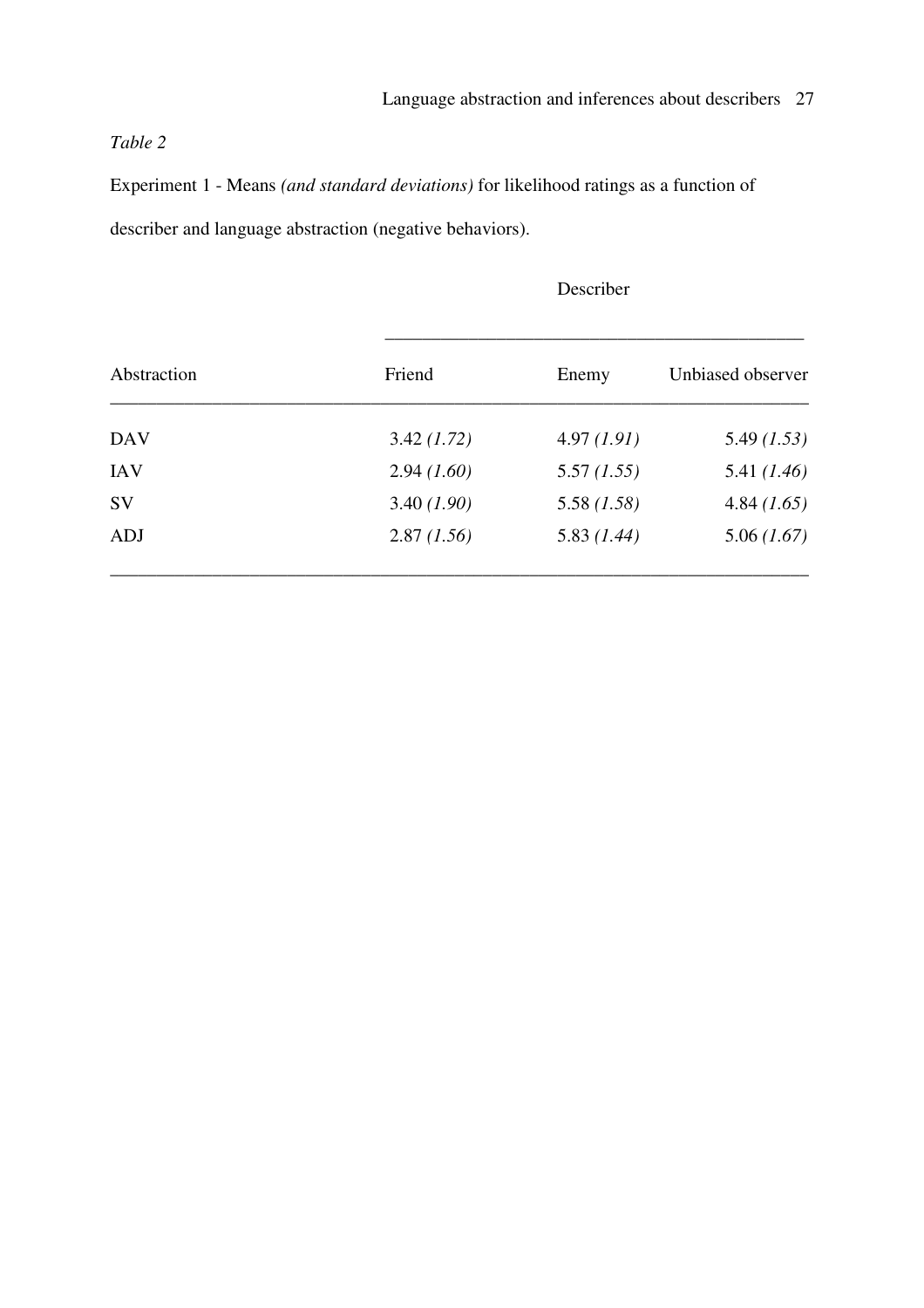*Table 2*

Experiment 1 - Means *(and standard deviations)* for likelihood ratings as a function of describer and language abstraction (negative behaviors).

| | Describer | | |
|---|---|---|---|
| Abstraction | Friend | Enemy | Unbiased observer |
| DAV | 3.42 *(1.72)* | 4.97 *(1.91)* | 5.49 *(1.53)* |
| IAV | 2.94 *(1.60)* | 5.57 *(1.55)* | 5.41 *(1.46)* |
| SV | 3.40 *(1.90)* | 5.58 *(1.58)* | 4.84 *(1.65)* |
| ADJ | 2.87 *(1.56)* | 5.83 *(1.44)* | 5.06 *(1.67)* |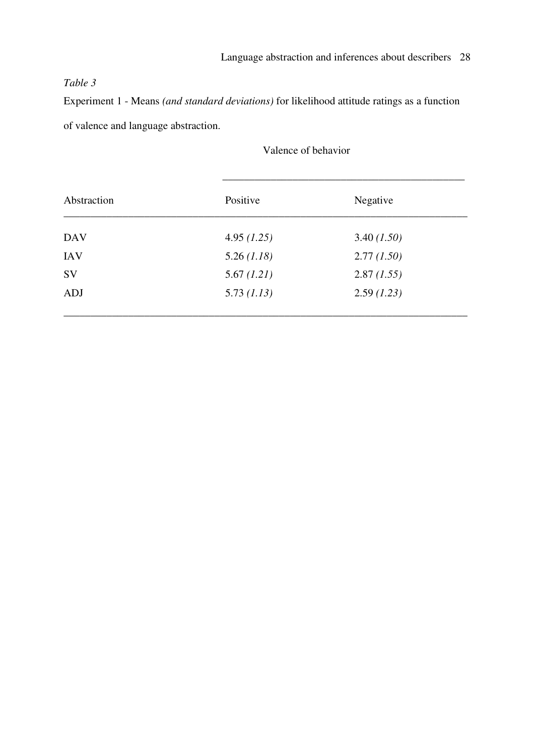*Table 3*

Experiment 1 - Means *(and standard deviations)* for likelihood attitude ratings as a function of valence and language abstraction.

| | Valence of behavior | |
|---|---|---|
| Abstraction | Positive | Negative |
| DAV | 4.95 *(1.25)* | 3.40 *(1.50)* |
| IAV | 5.26 *(1.18)* | 2.77 *(1.50)* |
| SV | 5.67 *(1.21)* | 2.87 *(1.55)* |
| ADJ | 5.73 *(1.13)* | 2.59 *(1.23)* |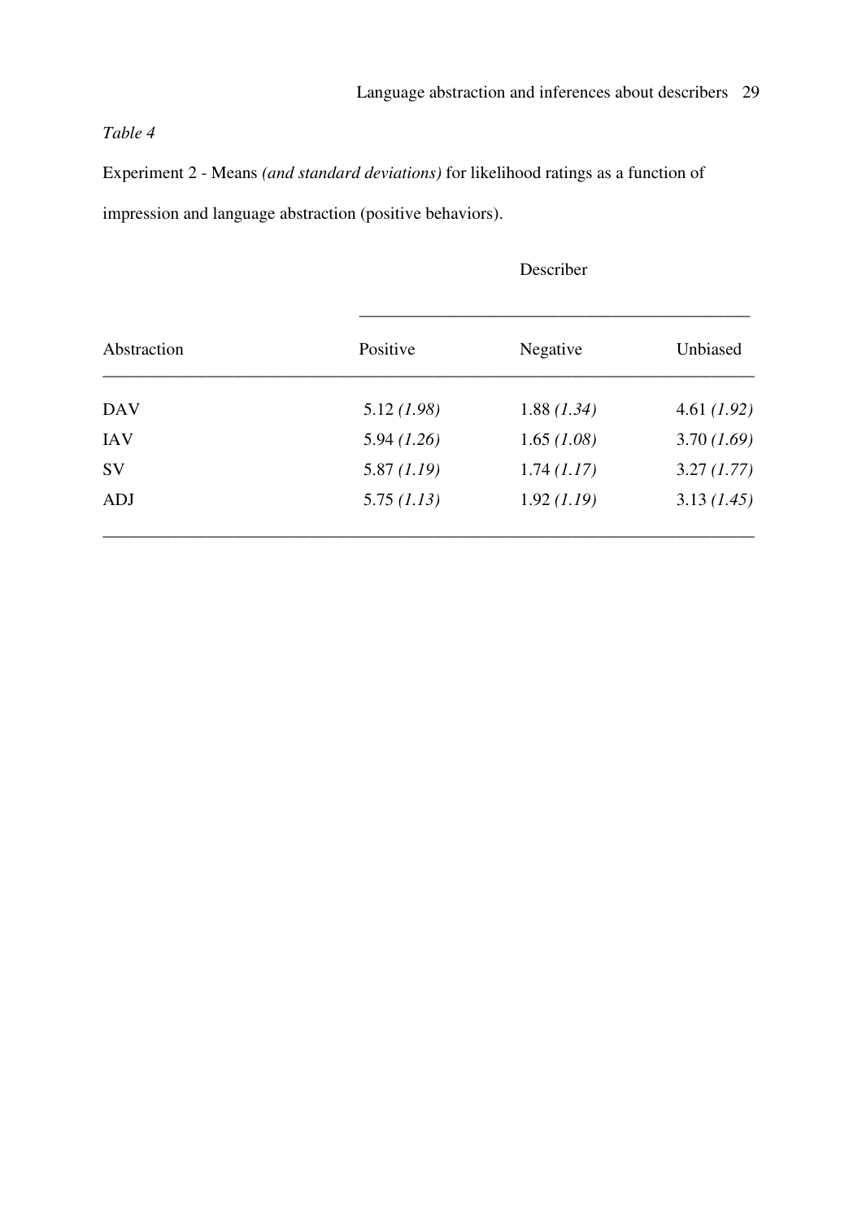*Table 4*

Experiment 2 - Means *(and standard deviations)* for likelihood ratings as a function of impression and language abstraction (positive behaviors).

| | Describer | | |
|---|---|---|---|
| Abstraction | Positive | Negative | Unbiased |
| DAV | 5.12 *(1.98)* | 1.88 *(1.34)* | 4.61 *(1.92)* |
| IAV | 5.94 *(1.26)* | 1.65 *(1.08)* | 3.70 *(1.69)* |
| SV | 5.87 *(1.19)* | 1.74 *(1.17)* | 3.27 *(1.77)* |
| ADJ | 5.75 *(1.13)* | 1.92 *(1.19)* | 3.13 *(1.45)* |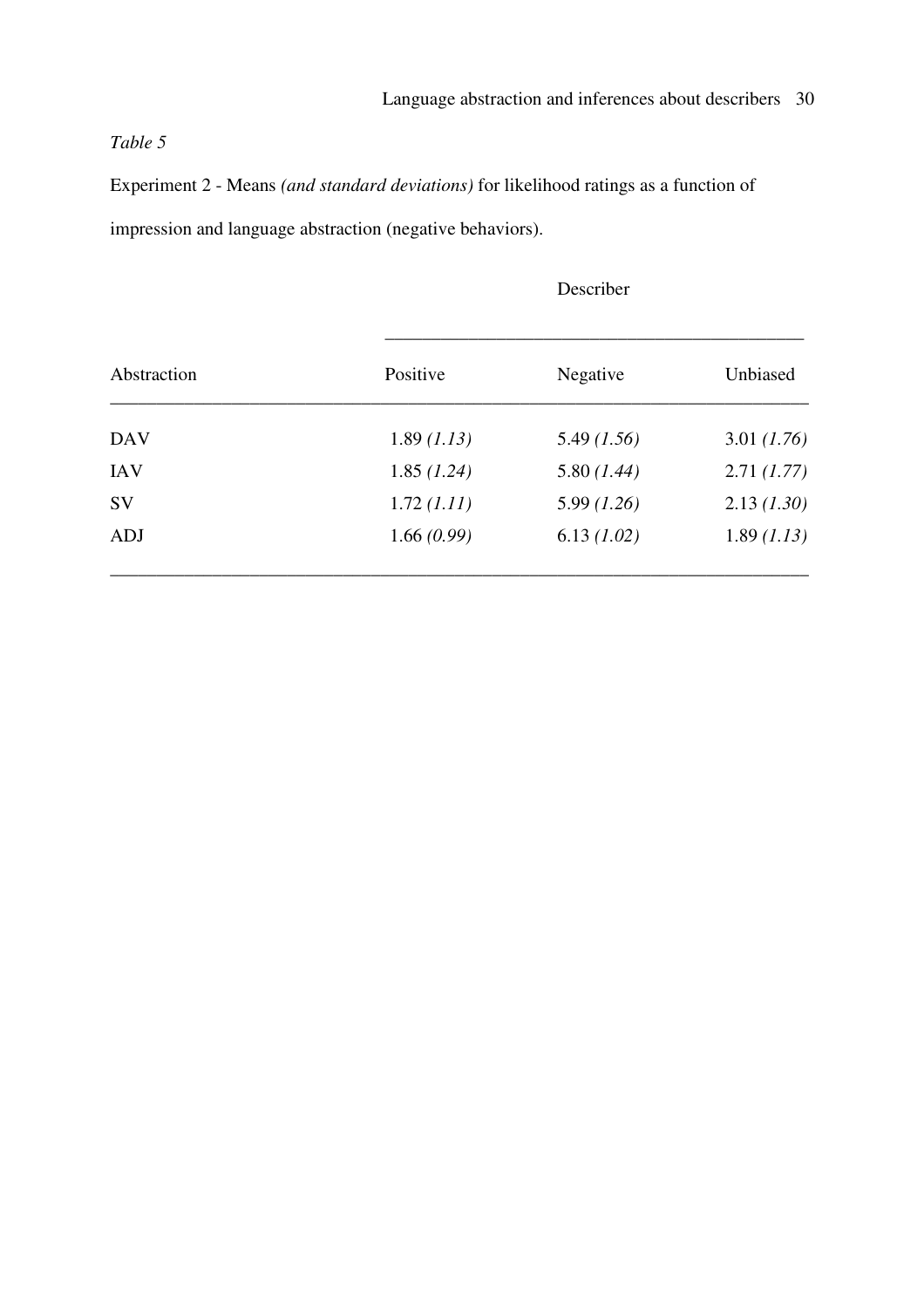*Table 5*

Experiment 2 - Means *(and standard deviations)* for likelihood ratings as a function of impression and language abstraction (negative behaviors).

| | Describer | | |
|---|---|---|---|
| Abstraction | Positive | Negative | Unbiased |
| DAV | 1.89 *(1.13)* | 5.49 *(1.56)* | 3.01 *(1.76)* |
| IAV | 1.85 *(1.24)* | 5.80 *(1.44)* | 2.71 *(1.77)* |
| SV | 1.72 *(1.11)* | 5.99 *(1.26)* | 2.13 *(1.30)* |
| ADJ | 1.66 *(0.99)* | 6.13 *(1.02)* | 1.89 *(1.13)* |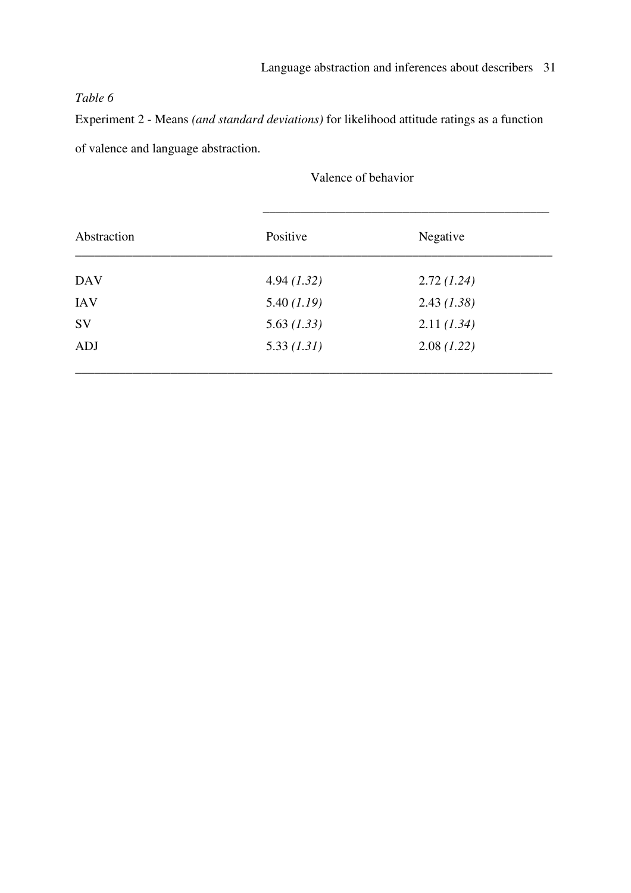*Table 6*

Experiment 2 - Means *(and standard deviations)* for likelihood attitude ratings as a function of valence and language abstraction.

| | Valence of behavior | |
|---|---|---|
| Abstraction | Positive | Negative |
| DAV | 4.94 *(1.32)* | 2.72 *(1.24)* |
| IAV | 5.40 *(1.19)* | 2.43 *(1.38)* |
| SV | 5.63 *(1.33)* | 2.11 *(1.34)* |
| ADJ | 5.33 *(1.31)* | 2.08 *(1.22)* |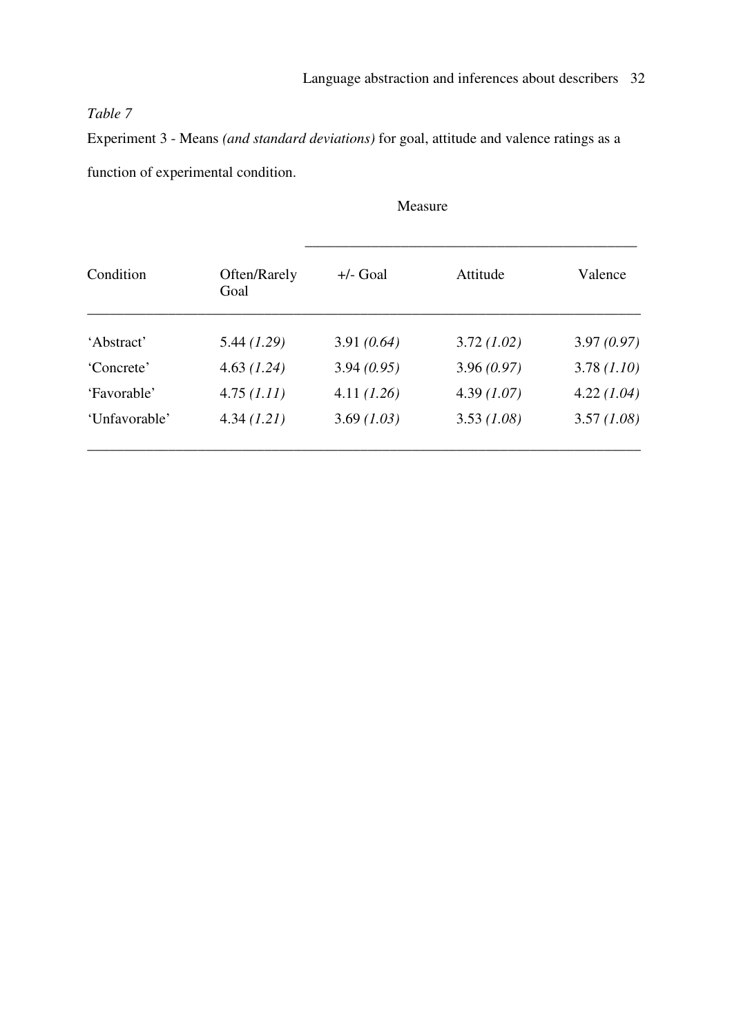*Table 7*

Experiment 3 - Means *(and standard deviations)* for goal, attitude and valence ratings as a function of experimental condition.

| | | Measure | | |
|---|---|---|---|---|
| Condition | Often/Rarely Goal | +/- Goal | Attitude | Valence |
| 'Abstract' | 5.44 *(1.29)* | 3.91 *(0.64)* | 3.72 *(1.02)* | 3.97 *(0.97)* |
| 'Concrete' | 4.63 *(1.24)* | 3.94 *(0.95)* | 3.96 *(0.97)* | 3.78 *(1.10)* |
| 'Favorable' | 4.75 *(1.11)* | 4.11 *(1.26)* | 4.39 *(1.07)* | 4.22 *(1.04)* |
| 'Unfavorable' | 4.34 *(1.21)* | 3.69 *(1.03)* | 3.53 *(1.08)* | 3.57 *(1.08)* |